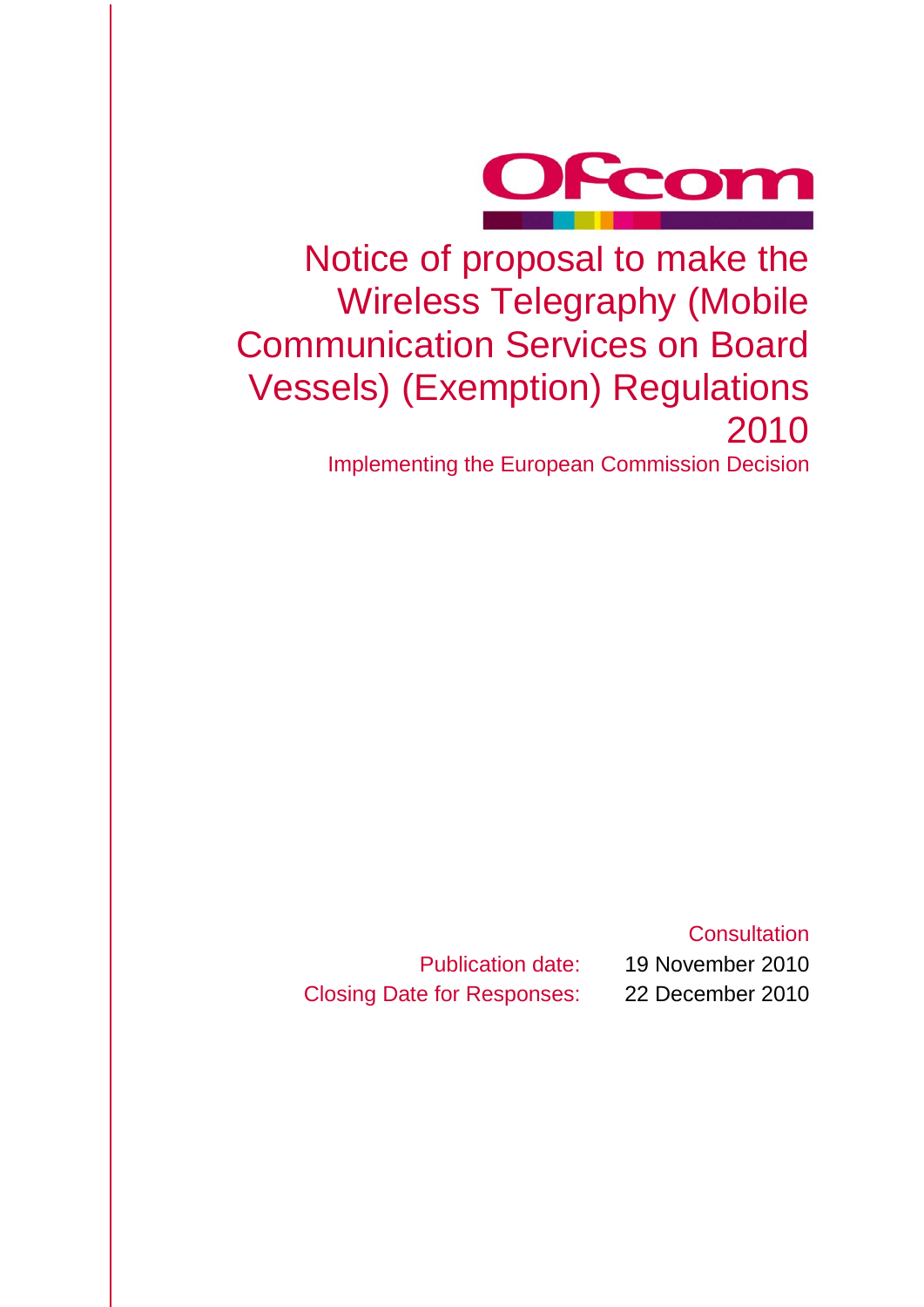# Notice of proposal to make the Wireless Telegraphy (Mobile Communication Services on Board Vessels) (Exemption) Regulations 2010

Implementing the European Commission Decision

Consultation

Publication date: 19 November 2010

Closing Date for Responses: 22 December 2010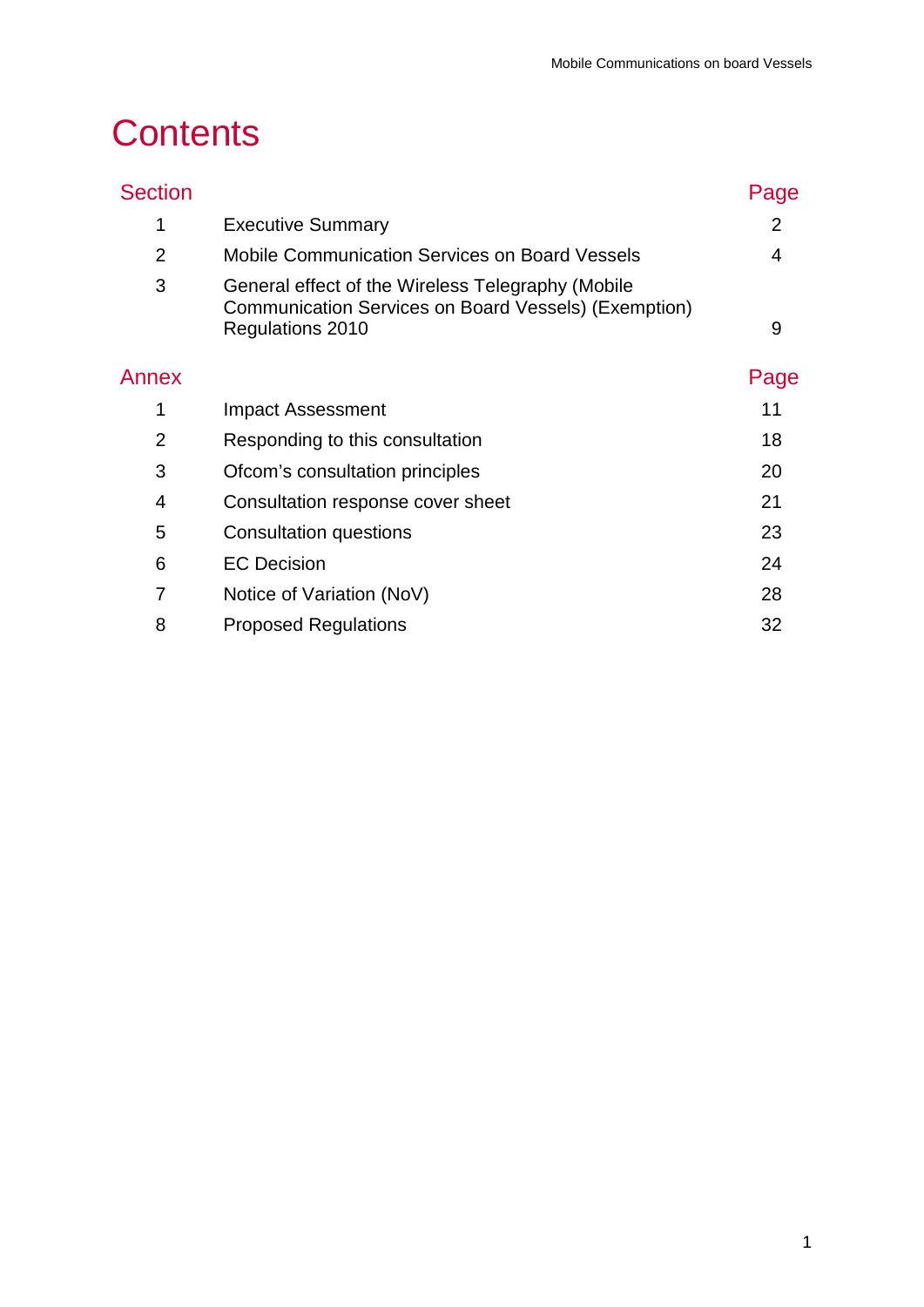# Contents

| Section | | Page |
|---|---|---|
| 1 | Executive Summary | 2 |
| 2 | Mobile Communication Services on Board Vessels | 4 |
| 3 | General effect of the Wireless Telegraphy (Mobile Communication Services on Board Vessels) (Exemption) Regulations 2010 | 9 |

| Annex | | Page |
|---|---|---|
| 1 | Impact Assessment | 11 |
| 2 | Responding to this consultation | 18 |
| 3 | Ofcom's consultation principles | 20 |
| 4 | Consultation response cover sheet | 21 |
| 5 | Consultation questions | 23 |
| 6 | EC Decision | 24 |
| 7 | Notice of Variation (NoV) | 28 |
| 8 | Proposed Regulations | 32 |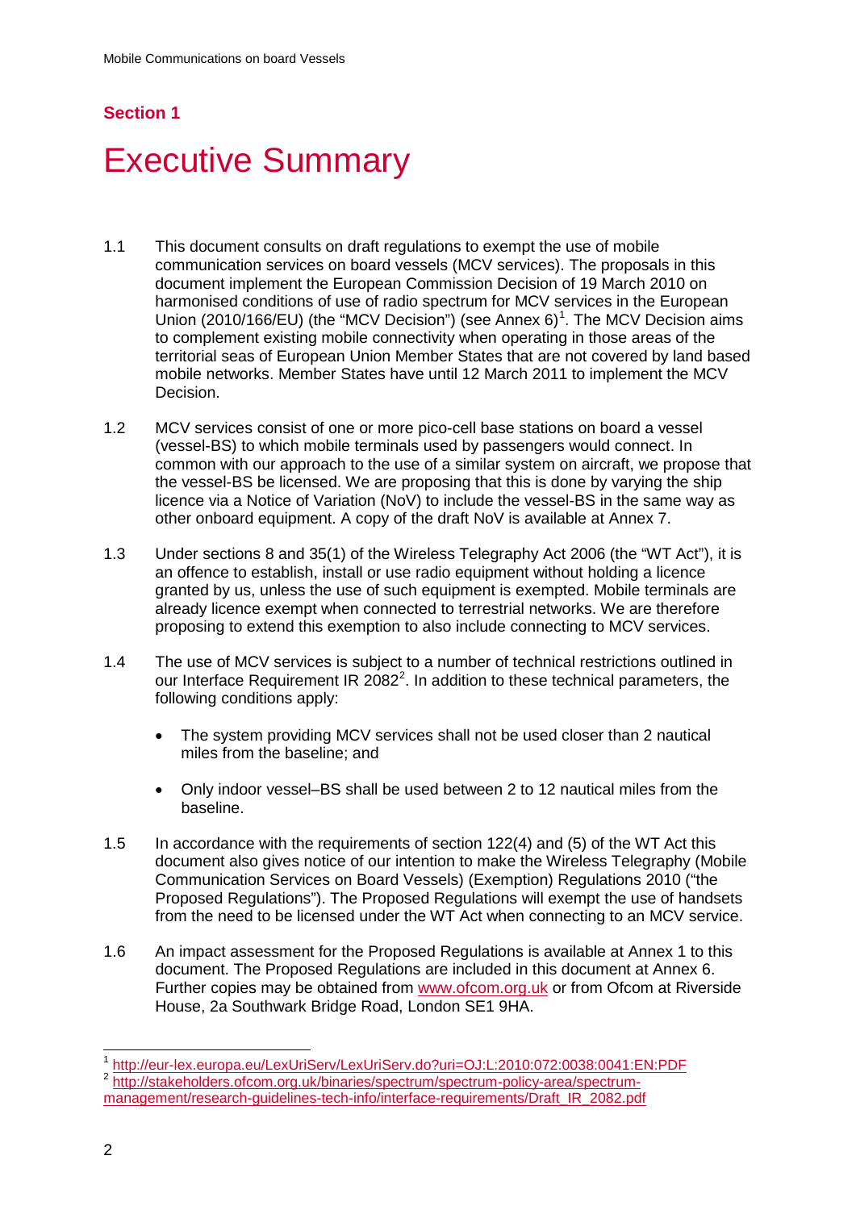## Section 1

# Executive Summary

1.1 This document consults on draft regulations to exempt the use of mobile communication services on board vessels (MCV services). The proposals in this document implement the European Commission Decision of 19 March 2010 on harmonised conditions of use of radio spectrum for MCV services in the European Union (2010/166/EU) (the "MCV Decision") (see Annex 6)[1]. The MCV Decision aims to complement existing mobile connectivity when operating in those areas of the territorial seas of European Union Member States that are not covered by land based mobile networks. Member States have until 12 March 2011 to implement the MCV Decision.

1.2 MCV services consist of one or more pico-cell base stations on board a vessel (vessel-BS) to which mobile terminals used by passengers would connect. In common with our approach to the use of a similar system on aircraft, we propose that the vessel-BS be licensed. We are proposing that this is done by varying the ship licence via a Notice of Variation (NoV) to include the vessel-BS in the same way as other onboard equipment. A copy of the draft NoV is available at Annex 7.

1.3 Under sections 8 and 35(1) of the Wireless Telegraphy Act 2006 (the "WT Act"), it is an offence to establish, install or use radio equipment without holding a licence granted by us, unless the use of such equipment is exempted. Mobile terminals are already licence exempt when connected to terrestrial networks. We are therefore proposing to extend this exemption to also include connecting to MCV services.

1.4 The use of MCV services is subject to a number of technical restrictions outlined in our Interface Requirement IR 2082[2]. In addition to these technical parameters, the following conditions apply:

- The system providing MCV services shall not be used closer than 2 nautical miles from the baseline; and
- Only indoor vessel–BS shall be used between 2 to 12 nautical miles from the baseline.

1.5 In accordance with the requirements of section 122(4) and (5) of the WT Act this document also gives notice of our intention to make the Wireless Telegraphy (Mobile Communication Services on Board Vessels) (Exemption) Regulations 2010 ("the Proposed Regulations"). The Proposed Regulations will exempt the use of handsets from the need to be licensed under the WT Act when connecting to an MCV service.

1.6 An impact assessment for the Proposed Regulations is available at Annex 1 to this document. The Proposed Regulations are included in this document at Annex 6. Further copies may be obtained from www.ofcom.org.uk or from Ofcom at Riverside House, 2a Southwark Bridge Road, London SE1 9HA.

---

[1] http://eur-lex.europa.eu/LexUriServ/LexUriServ.do?uri=OJ:L:2010:072:0038:0041:EN:PDF

[2] http://stakeholders.ofcom.org.uk/binaries/spectrum/spectrum-policy-area/spectrum-management/research-guidelines-tech-info/interface-requirements/Draft_IR_2082.pdf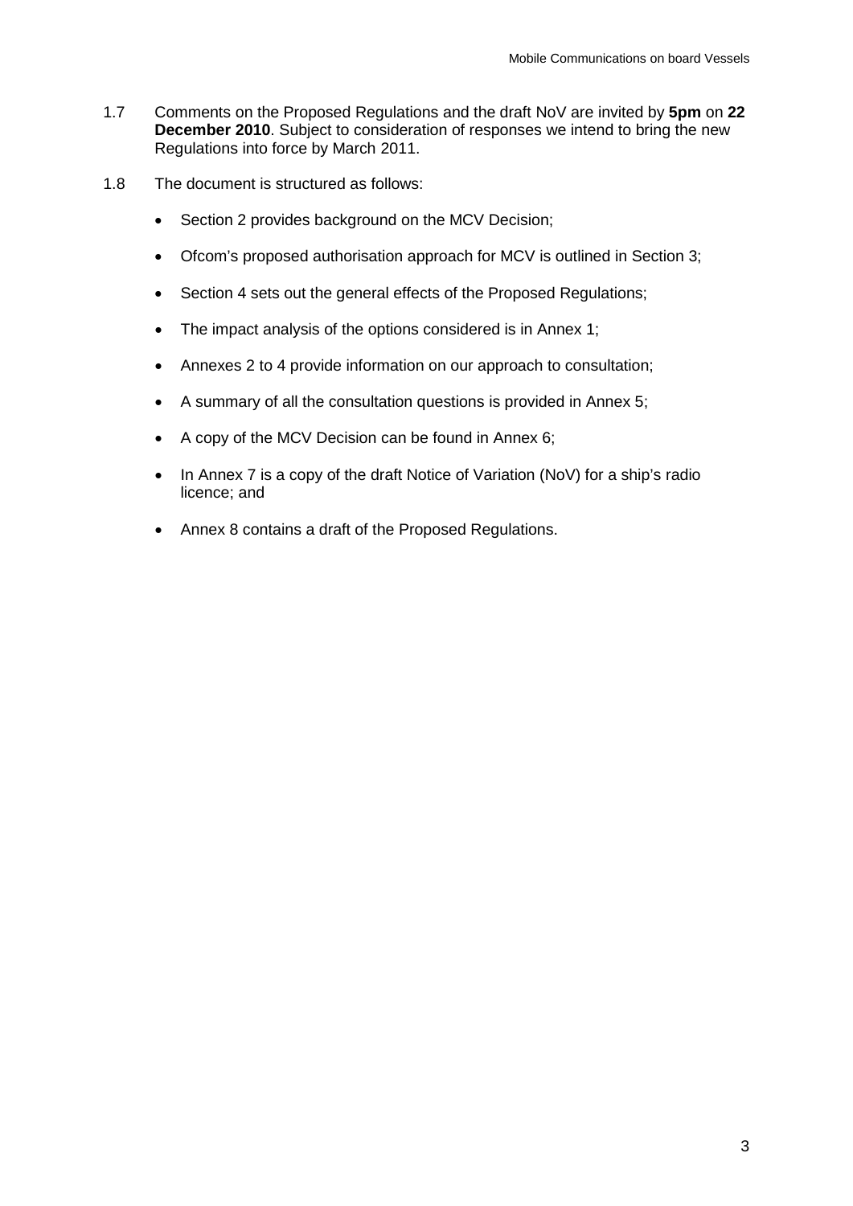1.7 Comments on the Proposed Regulations and the draft NoV are invited by **5pm** on **22 December 2010**. Subject to consideration of responses we intend to bring the new Regulations into force by March 2011.

1.8 The document is structured as follows:

- Section 2 provides background on the MCV Decision;
- Ofcom's proposed authorisation approach for MCV is outlined in Section 3;
- Section 4 sets out the general effects of the Proposed Regulations;
- The impact analysis of the options considered is in Annex 1;
- Annexes 2 to 4 provide information on our approach to consultation;
- A summary of all the consultation questions is provided in Annex 5;
- A copy of the MCV Decision can be found in Annex 6;
- In Annex 7 is a copy of the draft Notice of Variation (NoV) for a ship's radio licence; and
- Annex 8 contains a draft of the Proposed Regulations.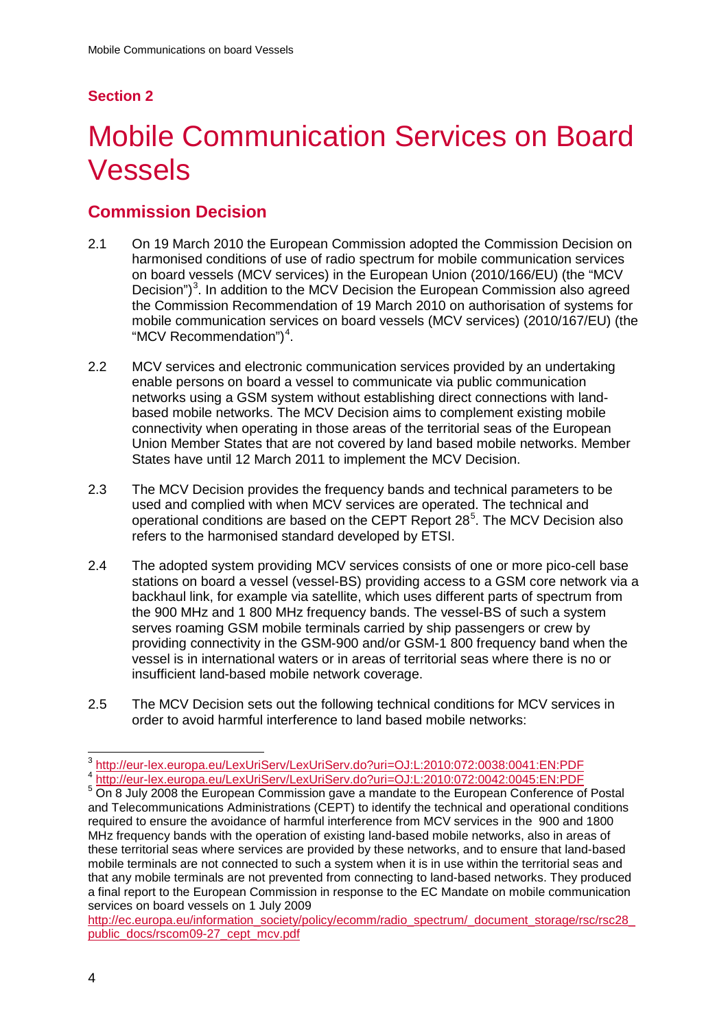## Section 2

# Mobile Communication Services on Board Vessels

## Commission Decision

2.1 On 19 March 2010 the European Commission adopted the Commission Decision on harmonised conditions of use of radio spectrum for mobile communication services on board vessels (MCV services) in the European Union (2010/166/EU) (the "MCV Decision")[3]. In addition to the MCV Decision the European Commission also agreed the Commission Recommendation of 19 March 2010 on authorisation of systems for mobile communication services on board vessels (MCV services) (2010/167/EU) (the "MCV Recommendation")[4].

2.2 MCV services and electronic communication services provided by an undertaking enable persons on board a vessel to communicate via public communication networks using a GSM system without establishing direct connections with land-based mobile networks. The MCV Decision aims to complement existing mobile connectivity when operating in those areas of the territorial seas of the European Union Member States that are not covered by land based mobile networks. Member States have until 12 March 2011 to implement the MCV Decision.

2.3 The MCV Decision provides the frequency bands and technical parameters to be used and complied with when MCV services are operated. The technical and operational conditions are based on the CEPT Report 28[5]. The MCV Decision also refers to the harmonised standard developed by ETSI.

2.4 The adopted system providing MCV services consists of one or more pico-cell base stations on board a vessel (vessel-BS) providing access to a GSM core network via a backhaul link, for example via satellite, which uses different parts of spectrum from the 900 MHz and 1 800 MHz frequency bands. The vessel-BS of such a system serves roaming GSM mobile terminals carried by ship passengers or crew by providing connectivity in the GSM-900 and/or GSM-1 800 frequency band when the vessel is in international waters or in areas of territorial seas where there is no or insufficient land-based mobile network coverage.

2.5 The MCV Decision sets out the following technical conditions for MCV services in order to avoid harmful interference to land based mobile networks:

---

[3] http://eur-lex.europa.eu/LexUriServ/LexUriServ.do?uri=OJ:L:2010:072:0038:0041:EN:PDF

[4] http://eur-lex.europa.eu/LexUriServ/LexUriServ.do?uri=OJ:L:2010:072:0042:0045:EN:PDF

[5] On 8 July 2008 the European Commission gave a mandate to the European Conference of Postal and Telecommunications Administrations (CEPT) to identify the technical and operational conditions required to ensure the avoidance of harmful interference from MCV services in the 900 and 1800 MHz frequency bands with the operation of existing land-based mobile networks, also in areas of these territorial seas where services are provided by these networks, and to ensure that land-based mobile terminals are not connected to such a system when it is in use within the territorial seas and that any mobile terminals are not prevented from connecting to land-based networks. They produced a final report to the European Commission in response to the EC Mandate on mobile communication services on board vessels on 1 July 2009 http://ec.europa.eu/information_society/policy/ecomm/radio_spectrum/_document_storage/rsc/rsc28_public_docs/rscom09-27_cept_mcv.pdf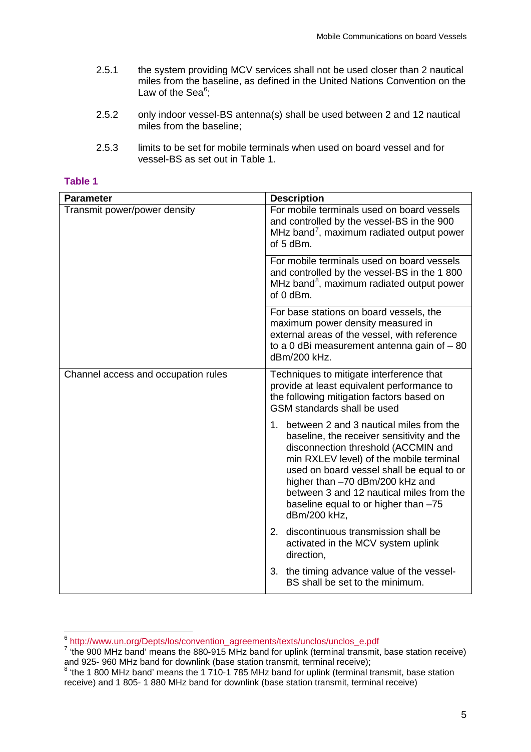2.5.1 the system providing MCV services shall not be used closer than 2 nautical miles from the baseline, as defined in the United Nations Convention on the Law of the Sea[6];

2.5.2 only indoor vessel-BS antenna(s) shall be used between 2 and 12 nautical miles from the baseline;

2.5.3 limits to be set for mobile terminals when used on board vessel and for vessel-BS as set out in Table 1.

**Table 1**

| Parameter | Description |
|---|---|
| Transmit power/power density | For mobile terminals used on board vessels and controlled by the vessel-BS in the 900 MHz band[7], maximum radiated output power of 5 dBm. |
| | For mobile terminals used on board vessels and controlled by the vessel-BS in the 1 800 MHz band[8], maximum radiated output power of 0 dBm. |
| | For base stations on board vessels, the maximum power density measured in external areas of the vessel, with reference to a 0 dBi measurement antenna gain of – 80 dBm/200 kHz. |
| Channel access and occupation rules | Techniques to mitigate interference that provide at least equivalent performance to the following mitigation factors based on GSM standards shall be used |
| | 1. between 2 and 3 nautical miles from the baseline, the receiver sensitivity and the disconnection threshold (ACCMIN and min RXLEV level) of the mobile terminal used on board vessel shall be equal to or higher than –70 dBm/200 kHz and between 3 and 12 nautical miles from the baseline equal to or higher than –75 dBm/200 kHz, |
| | 2. discontinuous transmission shall be activated in the MCV system uplink direction, |
| | 3. the timing advance value of the vessel-BS shall be set to the minimum. |

[6] http://www.un.org/Depts/los/convention_agreements/texts/unclos/unclos_e.pdf

[7] 'the 900 MHz band' means the 880-915 MHz band for uplink (terminal transmit, base station receive) and 925- 960 MHz band for downlink (base station transmit, terminal receive);

[8] 'the 1 800 MHz band' means the 1 710-1 785 MHz band for uplink (terminal transmit, base station receive) and 1 805- 1 880 MHz band for downlink (base station transmit, terminal receive)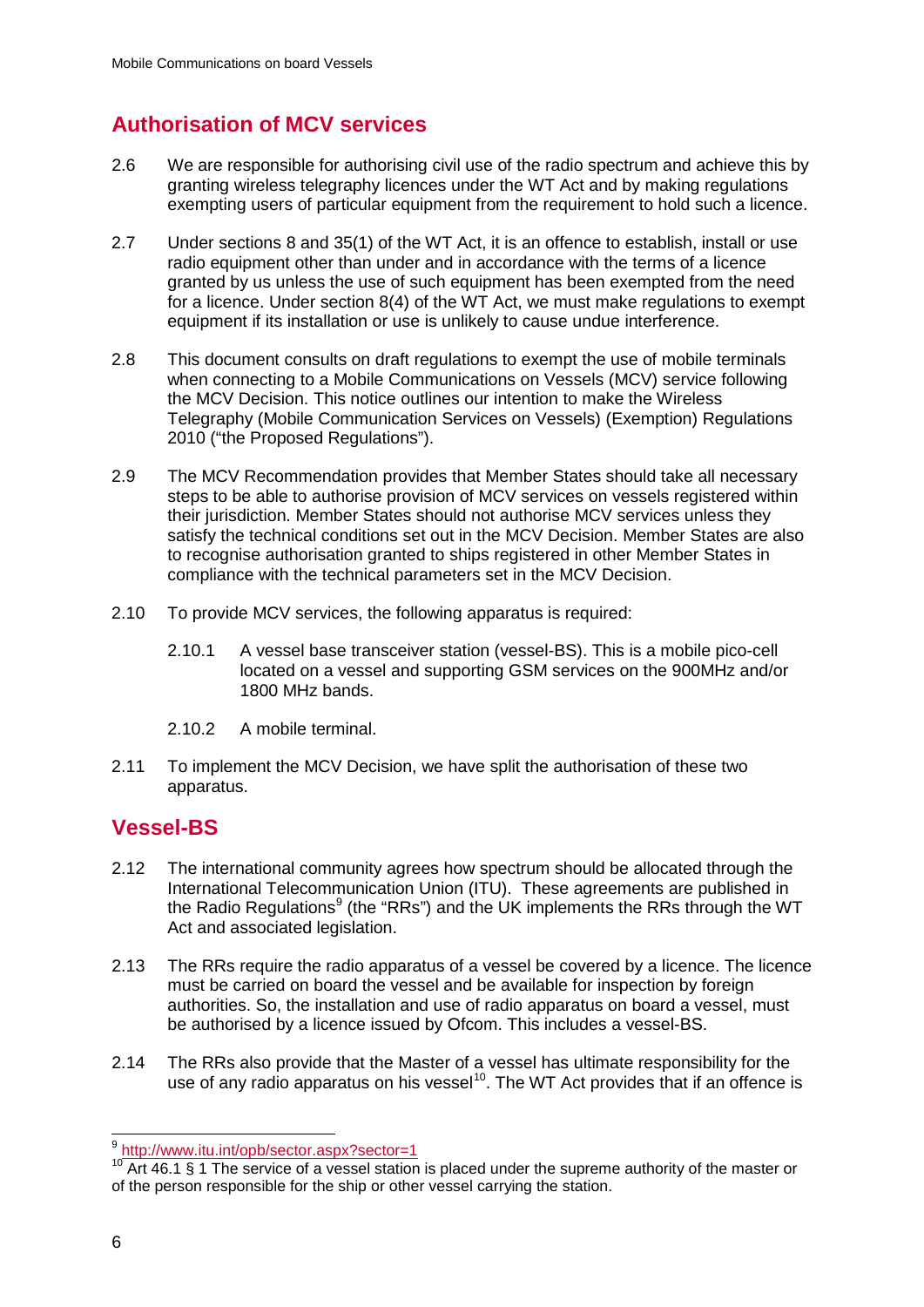## Authorisation of MCV services

2.6 We are responsible for authorising civil use of the radio spectrum and achieve this by granting wireless telegraphy licences under the WT Act and by making regulations exempting users of particular equipment from the requirement to hold such a licence.

2.7 Under sections 8 and 35(1) of the WT Act, it is an offence to establish, install or use radio equipment other than under and in accordance with the terms of a licence granted by us unless the use of such equipment has been exempted from the need for a licence. Under section 8(4) of the WT Act, we must make regulations to exempt equipment if its installation or use is unlikely to cause undue interference.

2.8 This document consults on draft regulations to exempt the use of mobile terminals when connecting to a Mobile Communications on Vessels (MCV) service following the MCV Decision. This notice outlines our intention to make the Wireless Telegraphy (Mobile Communication Services on Vessels) (Exemption) Regulations 2010 ("the Proposed Regulations").

2.9 The MCV Recommendation provides that Member States should take all necessary steps to be able to authorise provision of MCV services on vessels registered within their jurisdiction. Member States should not authorise MCV services unless they satisfy the technical conditions set out in the MCV Decision. Member States are also to recognise authorisation granted to ships registered in other Member States in compliance with the technical parameters set in the MCV Decision.

2.10 To provide MCV services, the following apparatus is required:

2.10.1 A vessel base transceiver station (vessel-BS). This is a mobile pico-cell located on a vessel and supporting GSM services on the 900MHz and/or 1800 MHz bands.

2.10.2 A mobile terminal.

2.11 To implement the MCV Decision, we have split the authorisation of these two apparatus.

## Vessel-BS

2.12 The international community agrees how spectrum should be allocated through the International Telecommunication Union (ITU). These agreements are published in the Radio Regulations[9] (the "RRs") and the UK implements the RRs through the WT Act and associated legislation.

2.13 The RRs require the radio apparatus of a vessel be covered by a licence. The licence must be carried on board the vessel and available for inspection by foreign authorities. So, the installation and use of radio apparatus on board a vessel, must be authorised by a licence issued by Ofcom. This includes a vessel-BS.

2.14 The RRs also provide that the Master of a vessel has ultimate responsibility for the use of any radio apparatus on his vessel[10]. The WT Act provides that if an offence is

---

[9] http://www.itu.int/opb/sector.aspx?sector=1

[10] Art 46.1 § 1 The service of a vessel station is placed under the supreme authority of the master or of the person responsible for the ship or other vessel carrying the station.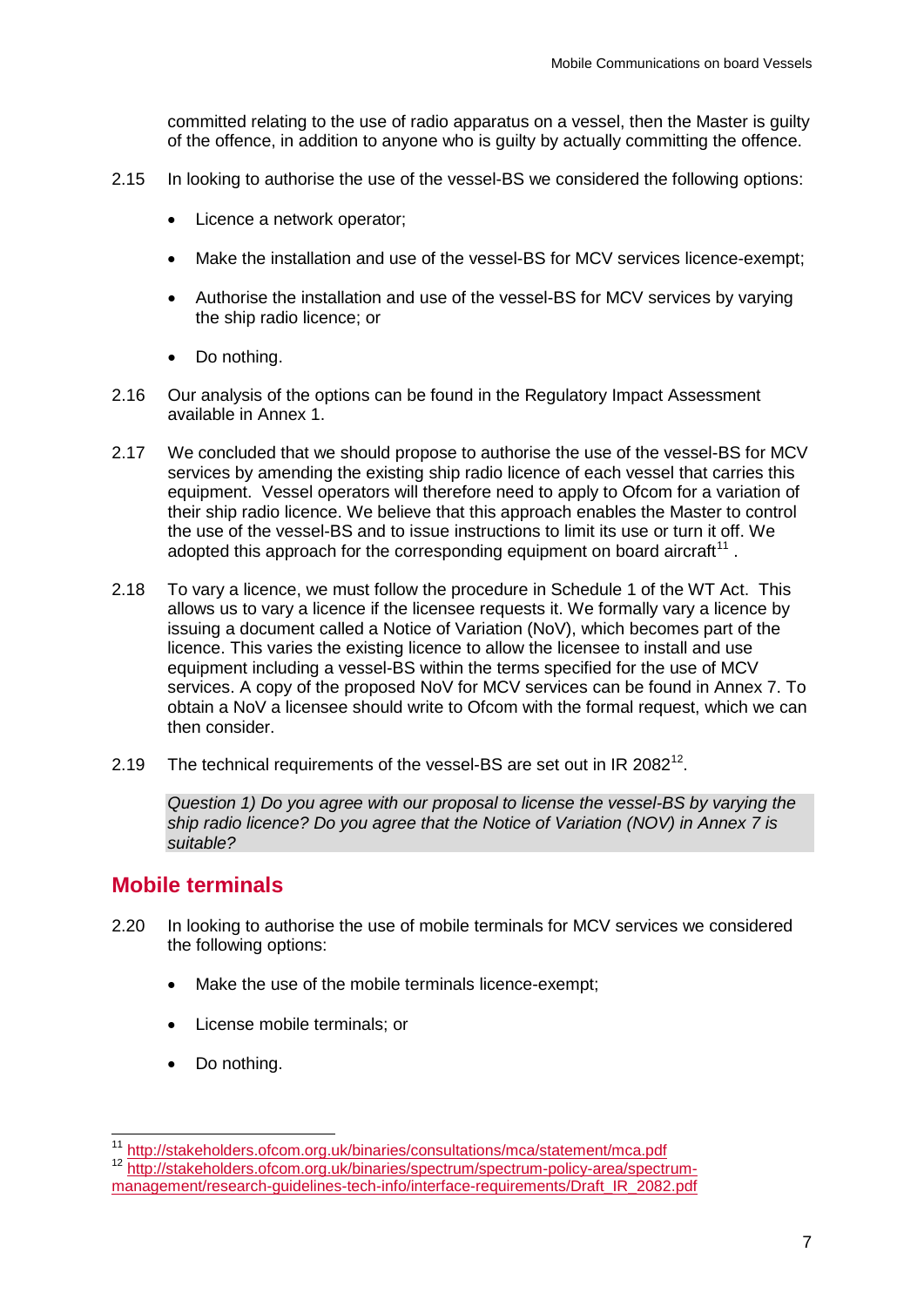committed relating to the use of radio apparatus on a vessel, then the Master is guilty of the offence, in addition to anyone who is guilty by actually committing the offence.

2.15 In looking to authorise the use of the vessel-BS we considered the following options:

- Licence a network operator;
- Make the installation and use of the vessel-BS for MCV services licence-exempt;
- Authorise the installation and use of the vessel-BS for MCV services by varying the ship radio licence; or
- Do nothing.

2.16 Our analysis of the options can be found in the Regulatory Impact Assessment available in Annex 1.

2.17 We concluded that we should propose to authorise the use of the vessel-BS for MCV services by amending the existing ship radio licence of each vessel that carries this equipment. Vessel operators will therefore need to apply to Ofcom for a variation of their ship radio licence. We believe that this approach enables the Master to control the use of the vessel-BS and to issue instructions to limit its use or turn it off. We adopted this approach for the corresponding equipment on board aircraft[11] .

2.18 To vary a licence, we must follow the procedure in Schedule 1 of the WT Act. This allows us to vary a licence if the licensee requests it. We formally vary a licence by issuing a document called a Notice of Variation (NoV), which becomes part of the licence. This varies the existing licence to allow the licensee to install and use equipment including a vessel-BS within the terms specified for the use of MCV services. A copy of the proposed NoV for MCV services can be found in Annex 7. To obtain a NoV a licensee should write to Ofcom with the formal request, which we can then consider.

2.19 The technical requirements of the vessel-BS are set out in IR 2082[12].

*Question 1) Do you agree with our proposal to license the vessel-BS by varying the ship radio licence? Do you agree that the Notice of Variation (NOV) in Annex 7 is suitable?*

## Mobile terminals

2.20 In looking to authorise the use of mobile terminals for MCV services we considered the following options:

- Make the use of the mobile terminals licence-exempt;
- License mobile terminals; or
- Do nothing.

---

[11] http://stakeholders.ofcom.org.uk/binaries/consultations/mca/statement/mca.pdf

[12] http://stakeholders.ofcom.org.uk/binaries/spectrum/spectrum-policy-area/spectrum-management/research-guidelines-tech-info/interface-requirements/Draft_IR_2082.pdf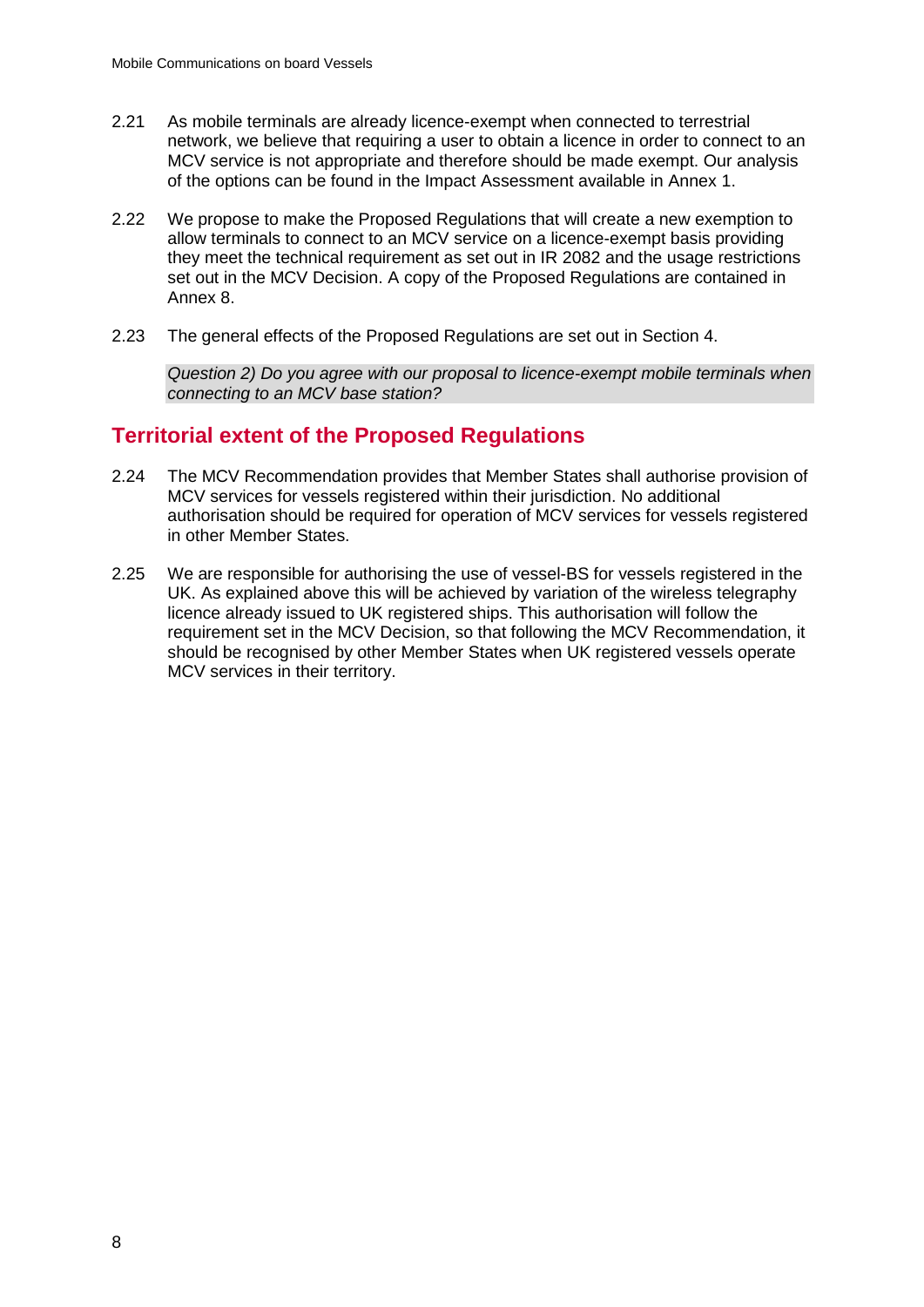2.21 As mobile terminals are already licence-exempt when connected to terrestrial network, we believe that requiring a user to obtain a licence in order to connect to an MCV service is not appropriate and therefore should be made exempt. Our analysis of the options can be found in the Impact Assessment available in Annex 1.

2.22 We propose to make the Proposed Regulations that will create a new exemption to allow terminals to connect to an MCV service on a licence-exempt basis providing they meet the technical requirement as set out in IR 2082 and the usage restrictions set out in the MCV Decision. A copy of the Proposed Regulations are contained in Annex 8.

2.23 The general effects of the Proposed Regulations are set out in Section 4.

*Question 2) Do you agree with our proposal to licence-exempt mobile terminals when connecting to an MCV base station?*

## Territorial extent of the Proposed Regulations

2.24 The MCV Recommendation provides that Member States shall authorise provision of MCV services for vessels registered within their jurisdiction. No additional authorisation should be required for operation of MCV services for vessels registered in other Member States.

2.25 We are responsible for authorising the use of vessel-BS for vessels registered in the UK. As explained above this will be achieved by variation of the wireless telegraphy licence already issued to UK registered ships. This authorisation will follow the requirement set in the MCV Decision, so that following the MCV Recommendation, it should be recognised by other Member States when UK registered vessels operate MCV services in their territory.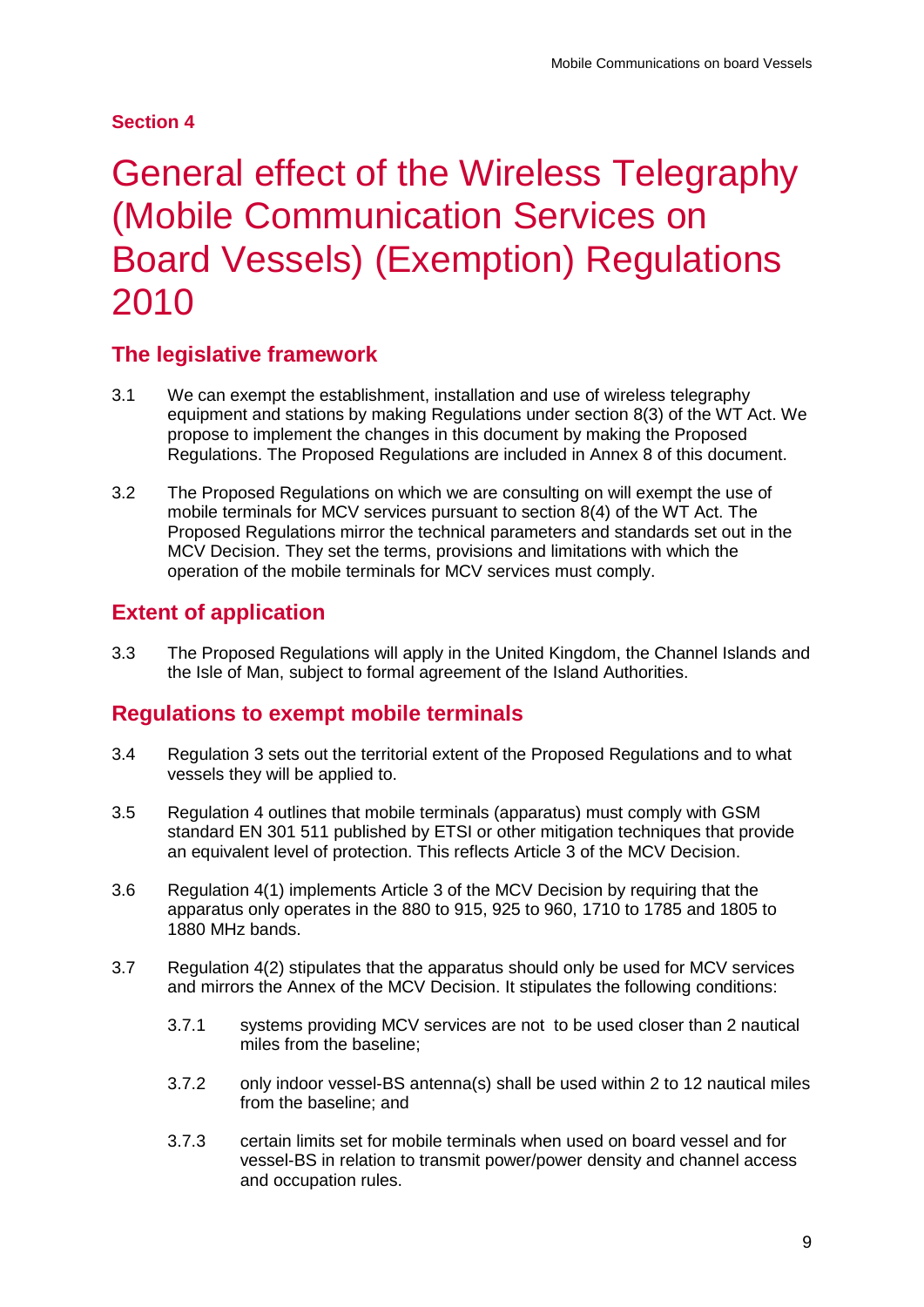Section 4

# General effect of the Wireless Telegraphy (Mobile Communication Services on Board Vessels) (Exemption) Regulations 2010

## The legislative framework

3.1 We can exempt the establishment, installation and use of wireless telegraphy equipment and stations by making Regulations under section 8(3) of the WT Act. We propose to implement the changes in this document by making the Proposed Regulations. The Proposed Regulations are included in Annex 8 of this document.

3.2 The Proposed Regulations on which we are consulting on will exempt the use of mobile terminals for MCV services pursuant to section 8(4) of the WT Act. The Proposed Regulations mirror the technical parameters and standards set out in the MCV Decision. They set the terms, provisions and limitations with which the operation of the mobile terminals for MCV services must comply.

## Extent of application

3.3 The Proposed Regulations will apply in the United Kingdom, the Channel Islands and the Isle of Man, subject to formal agreement of the Island Authorities.

## Regulations to exempt mobile terminals

3.4 Regulation 3 sets out the territorial extent of the Proposed Regulations and to what vessels they will be applied to.

3.5 Regulation 4 outlines that mobile terminals (apparatus) must comply with GSM standard EN 301 511 published by ETSI or other mitigation techniques that provide an equivalent level of protection. This reflects Article 3 of the MCV Decision.

3.6 Regulation 4(1) implements Article 3 of the MCV Decision by requiring that the apparatus only operates in the 880 to 915, 925 to 960, 1710 to 1785 and 1805 to 1880 MHz bands.

3.7 Regulation 4(2) stipulates that the apparatus should only be used for MCV services and mirrors the Annex of the MCV Decision. It stipulates the following conditions:

3.7.1 systems providing MCV services are not to be used closer than 2 nautical miles from the baseline;

3.7.2 only indoor vessel-BS antenna(s) shall be used within 2 to 12 nautical miles from the baseline; and

3.7.3 certain limits set for mobile terminals when used on board vessel and for vessel-BS in relation to transmit power/power density and channel access and occupation rules.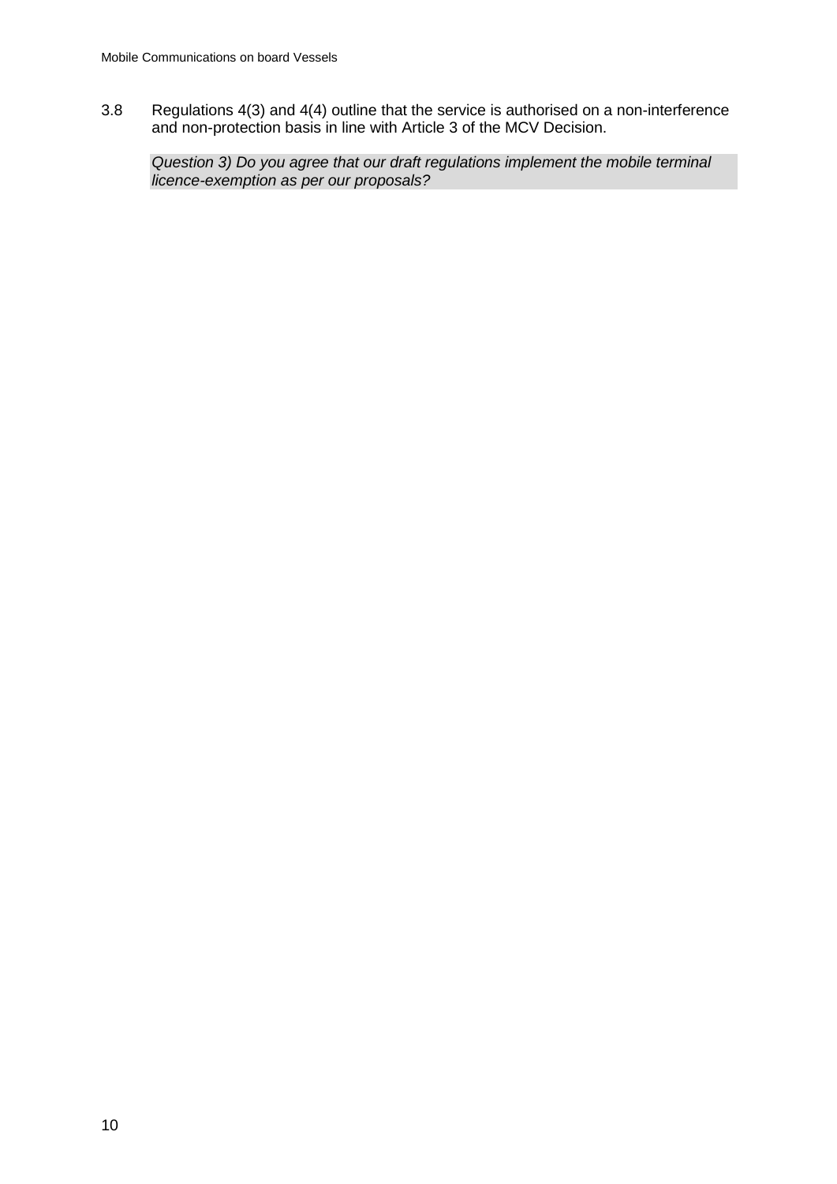3.8 Regulations 4(3) and 4(4) outline that the service is authorised on a non-interference and non-protection basis in line with Article 3 of the MCV Decision.

*Question 3) Do you agree that our draft regulations implement the mobile terminal licence-exemption as per our proposals?*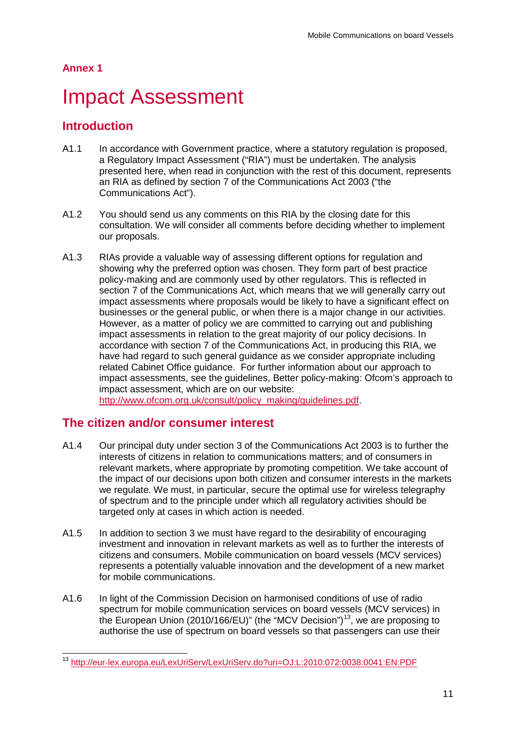## Annex 1

# Impact Assessment

## Introduction

A1.1 In accordance with Government practice, where a statutory regulation is proposed, a Regulatory Impact Assessment ("RIA") must be undertaken. The analysis presented here, when read in conjunction with the rest of this document, represents an RIA as defined by section 7 of the Communications Act 2003 ("the Communications Act").

A1.2 You should send us any comments on this RIA by the closing date for this consultation. We will consider all comments before deciding whether to implement our proposals.

A1.3 RIAs provide a valuable way of assessing different options for regulation and showing why the preferred option was chosen. They form part of best practice policy-making and are commonly used by other regulators. This is reflected in section 7 of the Communications Act, which means that we will generally carry out impact assessments where proposals would be likely to have a significant effect on businesses or the general public, or when there is a major change in our activities. However, as a matter of policy we are committed to carrying out and publishing impact assessments in relation to the great majority of our policy decisions. In accordance with section 7 of the Communications Act, in producing this RIA, we have had regard to such general guidance as we consider appropriate including related Cabinet Office guidance. For further information about our approach to impact assessments, see the guidelines, Better policy-making: Ofcom's approach to impact assessment, which are on our website: http://www.ofcom.org.uk/consult/policy_making/guidelines.pdf.

## The citizen and/or consumer interest

A1.4 Our principal duty under section 3 of the Communications Act 2003 is to further the interests of citizens in relation to communications matters; and of consumers in relevant markets, where appropriate by promoting competition. We take account of the impact of our decisions upon both citizen and consumer interests in the markets we regulate. We must, in particular, secure the optimal use for wireless telegraphy of spectrum and to the principle under which all regulatory activities should be targeted only at cases in which action is needed.

A1.5 In addition to section 3 we must have regard to the desirability of encouraging investment and innovation in relevant markets as well as to further the interests of citizens and consumers. Mobile communication on board vessels (MCV services) represents a potentially valuable innovation and the development of a new market for mobile communications.

A1.6 In light of the Commission Decision on harmonised conditions of use of radio spectrum for mobile communication services on board vessels (MCV services) in the European Union (2010/166/EU)" (the "MCV Decision")[13], we are proposing to authorise the use of spectrum on board vessels so that passengers can use their

[13] http://eur-lex.europa.eu/LexUriServ/LexUriServ.do?uri=OJ:L:2010:072:0038:0041:EN:PDF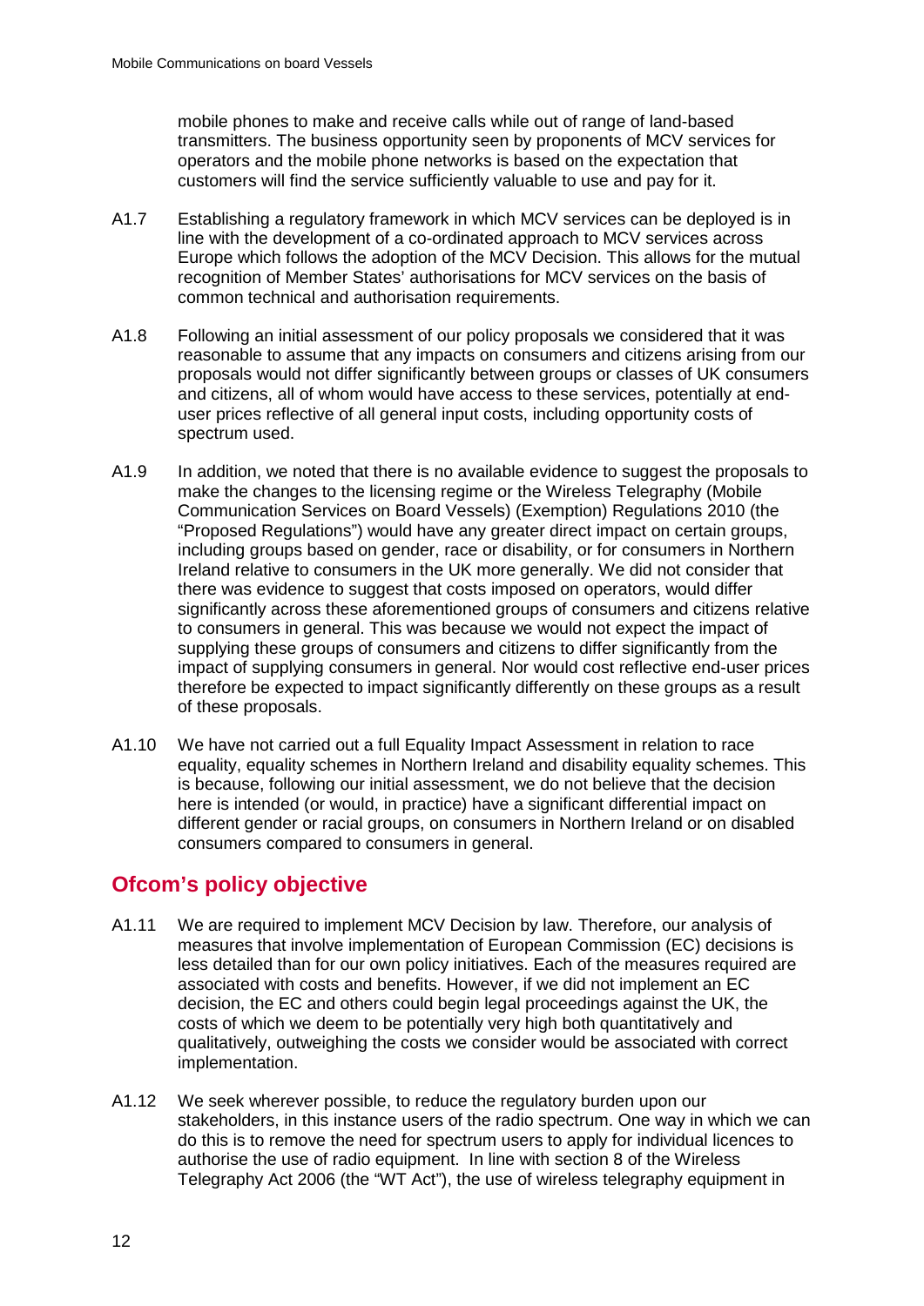mobile phones to make and receive calls while out of range of land-based transmitters. The business opportunity seen by proponents of MCV services for operators and the mobile phone networks is based on the expectation that customers will find the service sufficiently valuable to use and pay for it.

A1.7 Establishing a regulatory framework in which MCV services can be deployed is in line with the development of a co-ordinated approach to MCV services across Europe which follows the adoption of the MCV Decision. This allows for the mutual recognition of Member States' authorisations for MCV services on the basis of common technical and authorisation requirements.

A1.8 Following an initial assessment of our policy proposals we considered that it was reasonable to assume that any impacts on consumers and citizens arising from our proposals would not differ significantly between groups or classes of UK consumers and citizens, all of whom would have access to these services, potentially at end-user prices reflective of all general input costs, including opportunity costs of spectrum used.

A1.9 In addition, we noted that there is no available evidence to suggest the proposals to make the changes to the licensing regime or the Wireless Telegraphy (Mobile Communication Services on Board Vessels) (Exemption) Regulations 2010 (the "Proposed Regulations") would have any greater direct impact on certain groups, including groups based on gender, race or disability, or for consumers in Northern Ireland relative to consumers in the UK more generally. We did not consider that there was evidence to suggest that costs imposed on operators, would differ significantly across these aforementioned groups of consumers and citizens relative to consumers in general. This was because we would not expect the impact of supplying these groups of consumers and citizens to differ significantly from the impact of supplying consumers in general. Nor would cost reflective end-user prices therefore be expected to impact significantly differently on these groups as a result of these proposals.

A1.10 We have not carried out a full Equality Impact Assessment in relation to race equality, equality schemes in Northern Ireland and disability equality schemes. This is because, following our initial assessment, we do not believe that the decision here is intended (or would, in practice) have a significant differential impact on different gender or racial groups, on consumers in Northern Ireland or on disabled consumers compared to consumers in general.

## Ofcom's policy objective

A1.11 We are required to implement MCV Decision by law. Therefore, our analysis of measures that involve implementation of European Commission (EC) decisions is less detailed than for our own policy initiatives. Each of the measures required are associated with costs and benefits. However, if we did not implement an EC decision, the EC and others could begin legal proceedings against the UK, the costs of which we deem to be potentially very high both quantitatively and qualitatively, outweighing the costs we consider would be associated with correct implementation.

A1.12 We seek wherever possible, to reduce the regulatory burden upon our stakeholders, in this instance users of the radio spectrum. One way in which we can do this is to remove the need for spectrum users to apply for individual licences to authorise the use of radio equipment. In line with section 8 of the Wireless Telegraphy Act 2006 (the "WT Act"), the use of wireless telegraphy equipment in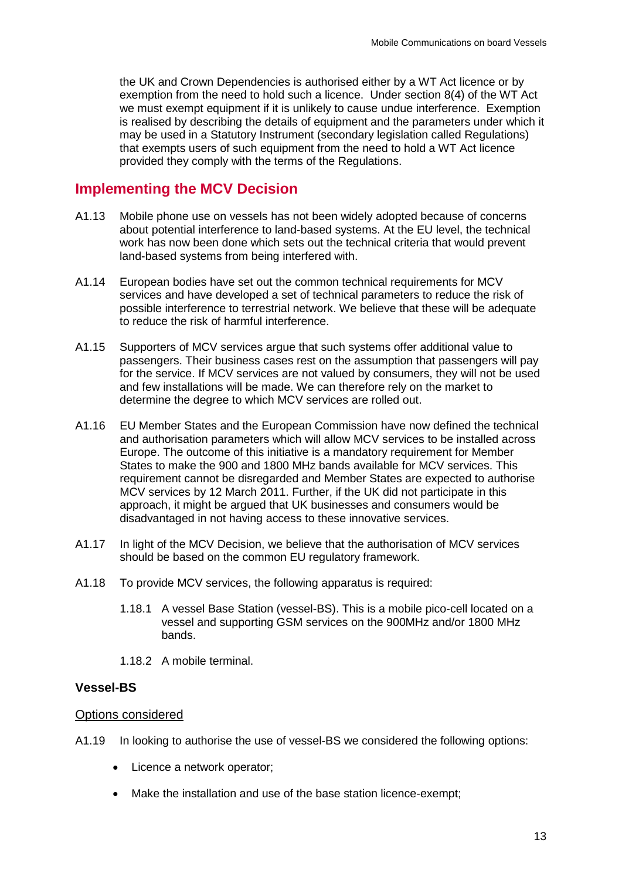the UK and Crown Dependencies is authorised either by a WT Act licence or by exemption from the need to hold such a licence. Under section 8(4) of the WT Act we must exempt equipment if it is unlikely to cause undue interference. Exemption is realised by describing the details of equipment and the parameters under which it may be used in a Statutory Instrument (secondary legislation called Regulations) that exempts users of such equipment from the need to hold a WT Act licence provided they comply with the terms of the Regulations.

## Implementing the MCV Decision

A1.13 Mobile phone use on vessels has not been widely adopted because of concerns about potential interference to land-based systems. At the EU level, the technical work has now been done which sets out the technical criteria that would prevent land-based systems from being interfered with.

A1.14 European bodies have set out the common technical requirements for MCV services and have developed a set of technical parameters to reduce the risk of possible interference to terrestrial network. We believe that these will be adequate to reduce the risk of harmful interference.

A1.15 Supporters of MCV services argue that such systems offer additional value to passengers. Their business cases rest on the assumption that passengers will pay for the service. If MCV services are not valued by consumers, they will not be used and few installations will be made. We can therefore rely on the market to determine the degree to which MCV services are rolled out.

A1.16 EU Member States and the European Commission have now defined the technical and authorisation parameters which will allow MCV services to be installed across Europe. The outcome of this initiative is a mandatory requirement for Member States to make the 900 and 1800 MHz bands available for MCV services. This requirement cannot be disregarded and Member States are expected to authorise MCV services by 12 March 2011. Further, if the UK did not participate in this approach, it might be argued that UK businesses and consumers would be disadvantaged in not having access to these innovative services.

A1.17 In light of the MCV Decision, we believe that the authorisation of MCV services should be based on the common EU regulatory framework.

A1.18 To provide MCV services, the following apparatus is required:

1.18.1 A vessel Base Station (vessel-BS). This is a mobile pico-cell located on a vessel and supporting GSM services on the 900MHz and/or 1800 MHz bands.

1.18.2 A mobile terminal.

### Vessel-BS

Options considered

A1.19 In looking to authorise the use of vessel-BS we considered the following options:

- Licence a network operator;
- Make the installation and use of the base station licence-exempt;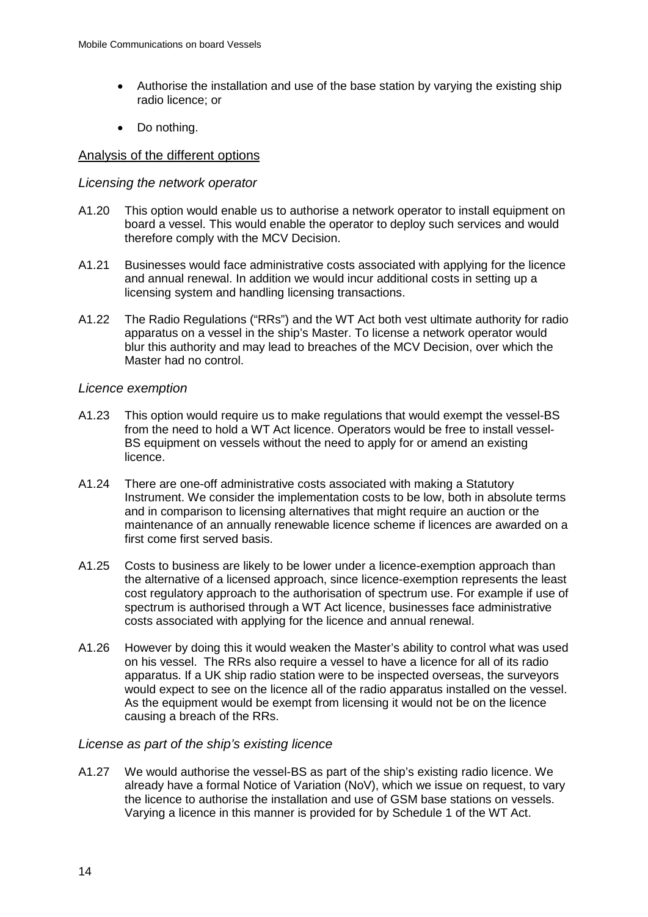- Authorise the installation and use of the base station by varying the existing ship radio licence; or
- Do nothing.

## Analysis of the different options

### *Licensing the network operator*

A1.20 This option would enable us to authorise a network operator to install equipment on board a vessel. This would enable the operator to deploy such services and would therefore comply with the MCV Decision.

A1.21 Businesses would face administrative costs associated with applying for the licence and annual renewal. In addition we would incur additional costs in setting up a licensing system and handling licensing transactions.

A1.22 The Radio Regulations ("RRs") and the WT Act both vest ultimate authority for radio apparatus on a vessel in the ship's Master. To license a network operator would blur this authority and may lead to breaches of the MCV Decision, over which the Master had no control.

### *Licence exemption*

A1.23 This option would require us to make regulations that would exempt the vessel-BS from the need to hold a WT Act licence. Operators would be free to install vessel-BS equipment on vessels without the need to apply for or amend an existing licence.

A1.24 There are one-off administrative costs associated with making a Statutory Instrument. We consider the implementation costs to be low, both in absolute terms and in comparison to licensing alternatives that might require an auction or the maintenance of an annually renewable licence scheme if licences are awarded on a first come first served basis.

A1.25 Costs to business are likely to be lower under a licence-exemption approach than the alternative of a licensed approach, since licence-exemption represents the least cost regulatory approach to the authorisation of spectrum use. For example if use of spectrum is authorised through a WT Act licence, businesses face administrative costs associated with applying for the licence and annual renewal.

A1.26 However by doing this it would weaken the Master's ability to control what was used on his vessel. The RRs also require a vessel to have a licence for all of its radio apparatus. If a UK ship radio station were to be inspected overseas, the surveyors would expect to see on the licence all of the radio apparatus installed on the vessel. As the equipment would be exempt from licensing it would not be on the licence causing a breach of the RRs.

### *License as part of the ship's existing licence*

A1.27 We would authorise the vessel-BS as part of the ship's existing radio licence. We already have a formal Notice of Variation (NoV), which we issue on request, to vary the licence to authorise the installation and use of GSM base stations on vessels. Varying a licence in this manner is provided for by Schedule 1 of the WT Act.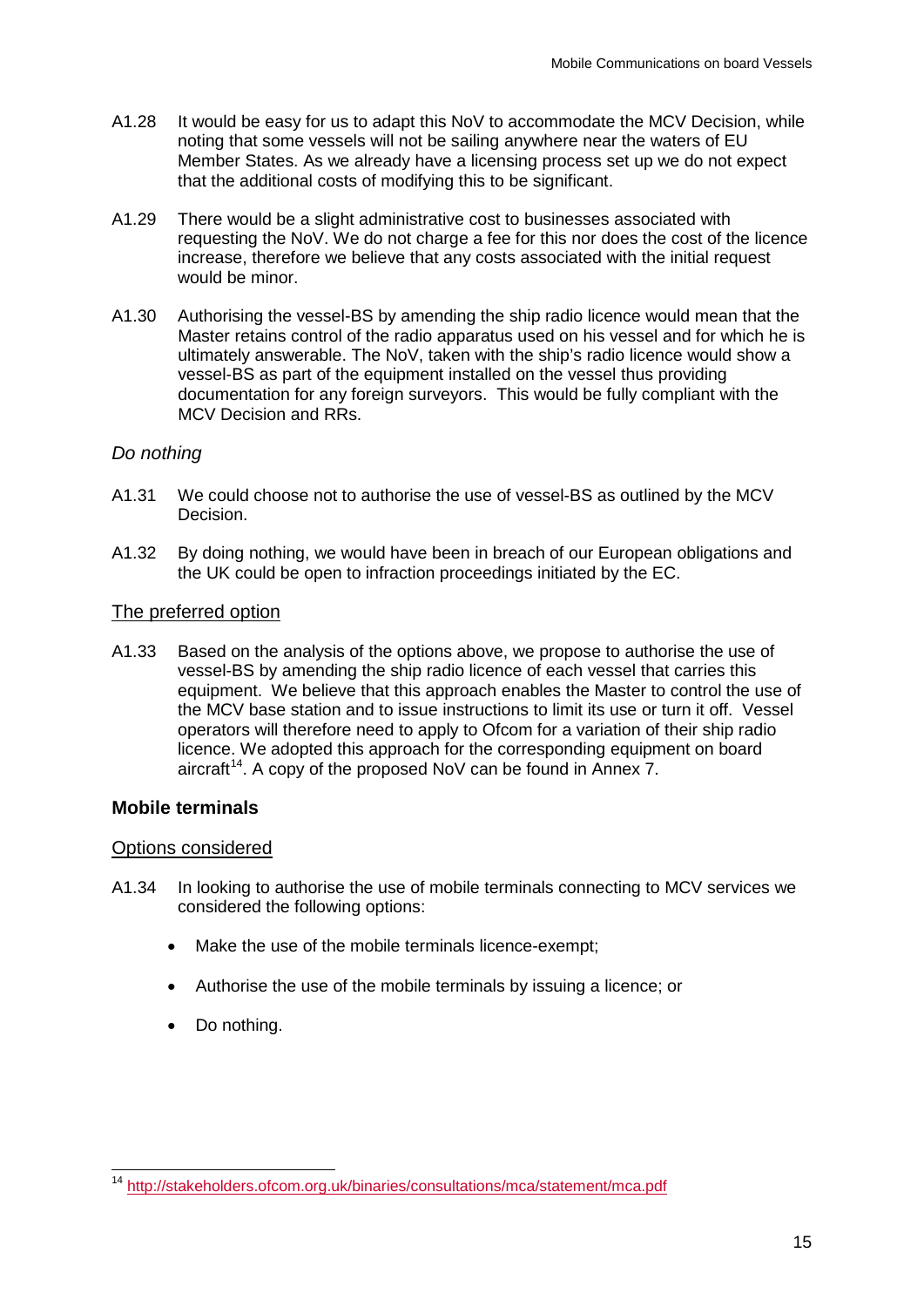A1.28 It would be easy for us to adapt this NoV to accommodate the MCV Decision, while noting that some vessels will not be sailing anywhere near the waters of EU Member States. As we already have a licensing process set up we do not expect that the additional costs of modifying this to be significant.

A1.29 There would be a slight administrative cost to businesses associated with requesting the NoV. We do not charge a fee for this nor does the cost of the licence increase, therefore we believe that any costs associated with the initial request would be minor.

A1.30 Authorising the vessel-BS by amending the ship radio licence would mean that the Master retains control of the radio apparatus used on his vessel and for which he is ultimately answerable. The NoV, taken with the ship's radio licence would show a vessel-BS as part of the equipment installed on the vessel thus providing documentation for any foreign surveyors. This would be fully compliant with the MCV Decision and RRs.

*Do nothing*

A1.31 We could choose not to authorise the use of vessel-BS as outlined by the MCV Decision.

A1.32 By doing nothing, we would have been in breach of our European obligations and the UK could be open to infraction proceedings initiated by the EC.

The preferred option

A1.33 Based on the analysis of the options above, we propose to authorise the use of vessel-BS by amending the ship radio licence of each vessel that carries this equipment. We believe that this approach enables the Master to control the use of the MCV base station and to issue instructions to limit its use or turn it off. Vessel operators will therefore need to apply to Ofcom for a variation of their ship radio licence. We adopted this approach for the corresponding equipment on board aircraft[14]. A copy of the proposed NoV can be found in Annex 7.

### Mobile terminals

Options considered

A1.34 In looking to authorise the use of mobile terminals connecting to MCV services we considered the following options:

- Make the use of the mobile terminals licence-exempt;
- Authorise the use of the mobile terminals by issuing a licence; or
- Do nothing.

[14] http://stakeholders.ofcom.org.uk/binaries/consultations/mca/statement/mca.pdf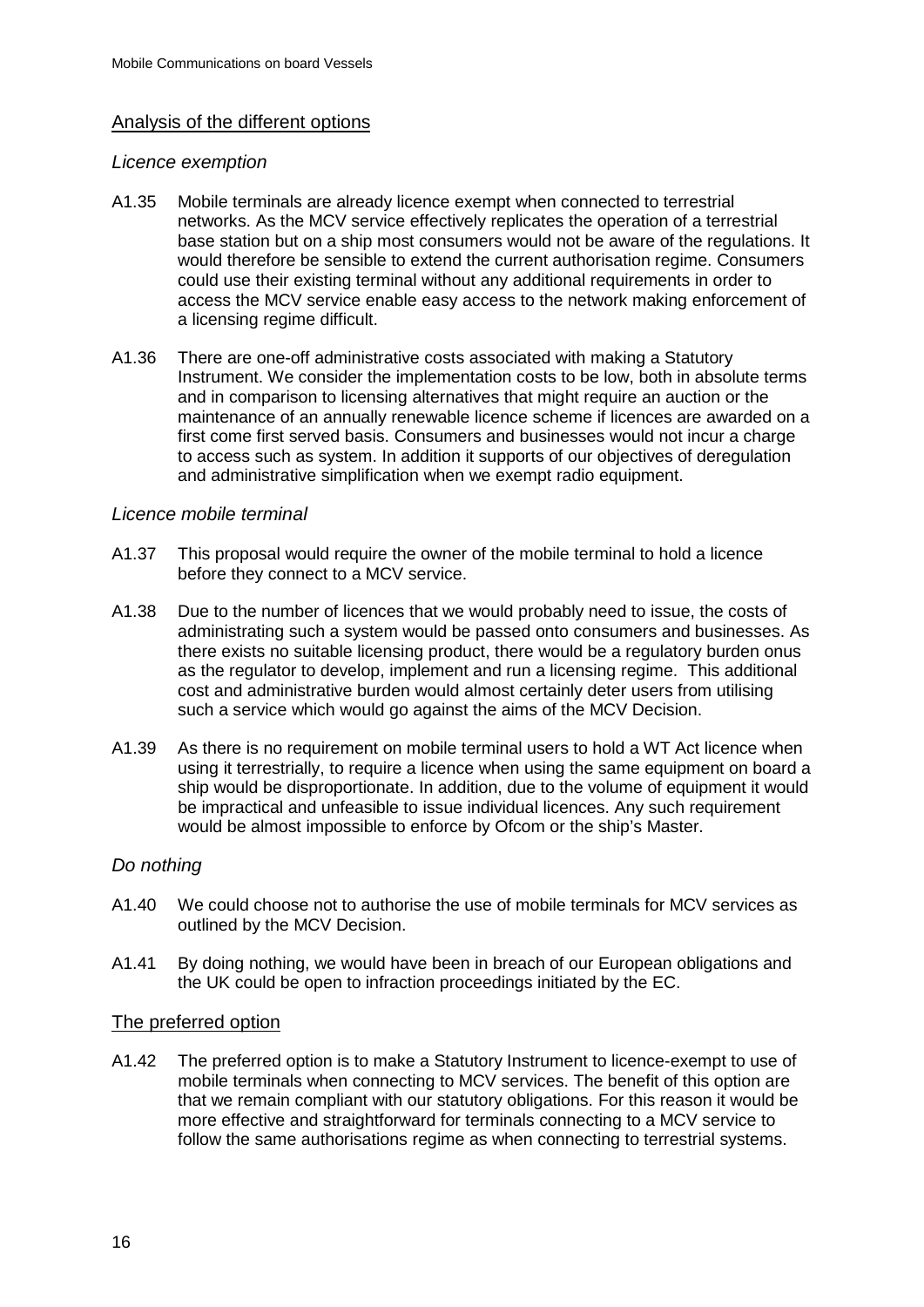## Analysis of the different options

### *Licence exemption*

A1.35 Mobile terminals are already licence exempt when connected to terrestrial networks. As the MCV service effectively replicates the operation of a terrestrial base station but on a ship most consumers would not be aware of the regulations. It would therefore be sensible to extend the current authorisation regime. Consumers could use their existing terminal without any additional requirements in order to access the MCV service enable easy access to the network making enforcement of a licensing regime difficult.

A1.36 There are one-off administrative costs associated with making a Statutory Instrument. We consider the implementation costs to be low, both in absolute terms and in comparison to licensing alternatives that might require an auction or the maintenance of an annually renewable licence scheme if licences are awarded on a first come first served basis. Consumers and businesses would not incur a charge to access such as system. In addition it supports of our objectives of deregulation and administrative simplification when we exempt radio equipment.

### *Licence mobile terminal*

A1.37 This proposal would require the owner of the mobile terminal to hold a licence before they connect to a MCV service.

A1.38 Due to the number of licences that we would probably need to issue, the costs of administrating such a system would be passed onto consumers and businesses. As there exists no suitable licensing product, there would be a regulatory burden onus as the regulator to develop, implement and run a licensing regime. This additional cost and administrative burden would almost certainly deter users from utilising such a service which would go against the aims of the MCV Decision.

A1.39 As there is no requirement on mobile terminal users to hold a WT Act licence when using it terrestrially, to require a licence when using the same equipment on board a ship would be disproportionate. In addition, due to the volume of equipment it would be impractical and unfeasible to issue individual licences. Any such requirement would be almost impossible to enforce by Ofcom or the ship's Master.

### *Do nothing*

A1.40 We could choose not to authorise the use of mobile terminals for MCV services as outlined by the MCV Decision.

A1.41 By doing nothing, we would have been in breach of our European obligations and the UK could be open to infraction proceedings initiated by the EC.

## The preferred option

A1.42 The preferred option is to make a Statutory Instrument to licence-exempt to use of mobile terminals when connecting to MCV services. The benefit of this option are that we remain compliant with our statutory obligations. For this reason it would be more effective and straightforward for terminals connecting to a MCV service to follow the same authorisations regime as when connecting to terrestrial systems.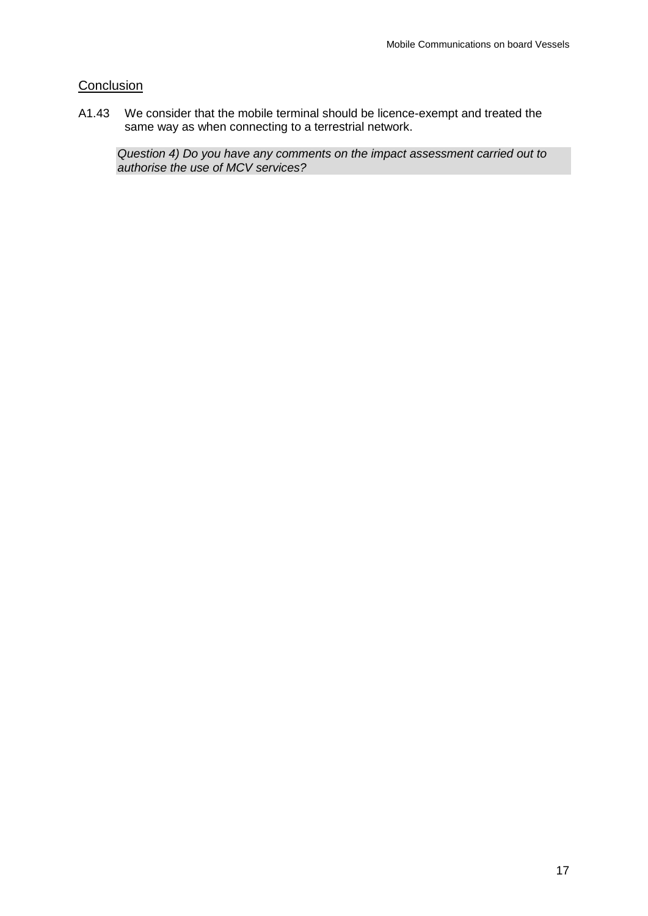## Conclusion

A1.43 We consider that the mobile terminal should be licence-exempt and treated the same way as when connecting to a terrestrial network.

*Question 4) Do you have any comments on the impact assessment carried out to authorise the use of MCV services?*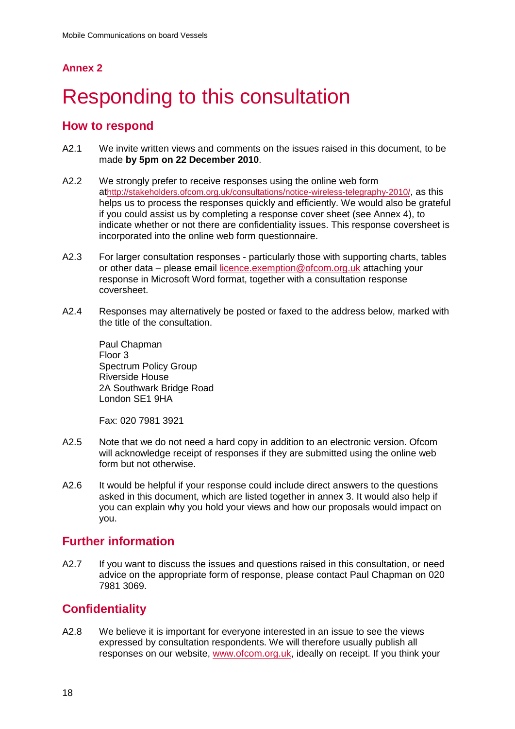**Annex 2**

# Responding to this consultation

## How to respond

A2.1 We invite written views and comments on the issues raised in this document, to be made **by 5pm on 22 December 2010**.

A2.2 We strongly prefer to receive responses using the online web form athttp://stakeholders.ofcom.org.uk/consultations/notice-wireless-telegraphy-2010/, as this helps us to process the responses quickly and efficiently. We would also be grateful if you could assist us by completing a response cover sheet (see Annex 4), to indicate whether or not there are confidentiality issues. This response coversheet is incorporated into the online web form questionnaire.

A2.3 For larger consultation responses - particularly those with supporting charts, tables or other data – please email licence.exemption@ofcom.org.uk attaching your response in Microsoft Word format, together with a consultation response coversheet.

A2.4 Responses may alternatively be posted or faxed to the address below, marked with the title of the consultation.

Paul Chapman
Floor 3
Spectrum Policy Group
Riverside House
2A Southwark Bridge Road
London SE1 9HA

Fax: 020 7981 3921

A2.5 Note that we do not need a hard copy in addition to an electronic version. Ofcom will acknowledge receipt of responses if they are submitted using the online web form but not otherwise.

A2.6 It would be helpful if your response could include direct answers to the questions asked in this document, which are listed together in annex 3. It would also help if you can explain why you hold your views and how our proposals would impact on you.

## Further information

A2.7 If you want to discuss the issues and questions raised in this consultation, or need advice on the appropriate form of response, please contact Paul Chapman on 020 7981 3069.

## Confidentiality

A2.8 We believe it is important for everyone interested in an issue to see the views expressed by consultation respondents. We will therefore usually publish all responses on our website, www.ofcom.org.uk, ideally on receipt. If you think your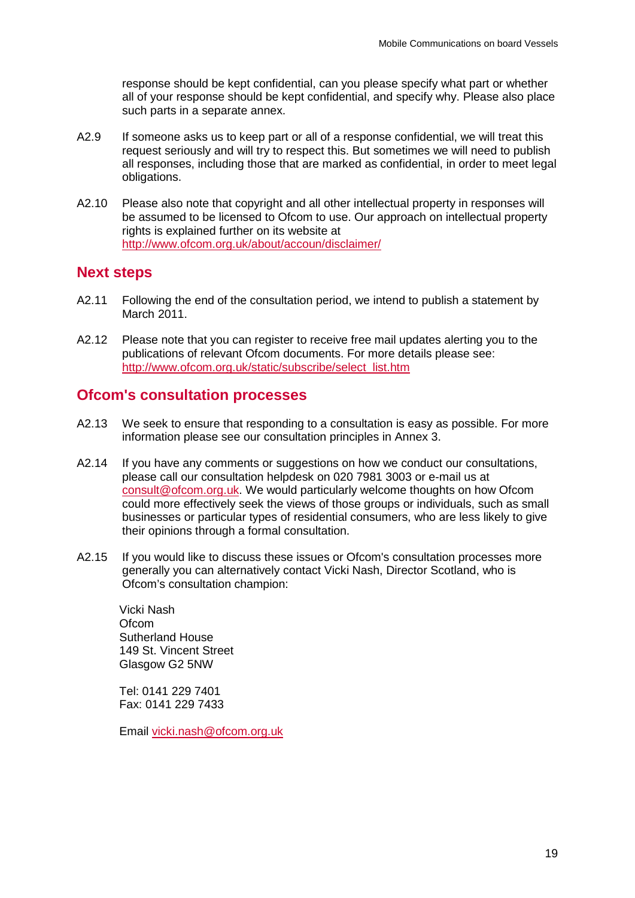response should be kept confidential, can you please specify what part or whether all of your response should be kept confidential, and specify why. Please also place such parts in a separate annex.

A2.9 If someone asks us to keep part or all of a response confidential, we will treat this request seriously and will try to respect this. But sometimes we will need to publish all responses, including those that are marked as confidential, in order to meet legal obligations.

A2.10 Please also note that copyright and all other intellectual property in responses will be assumed to be licensed to Ofcom to use. Our approach on intellectual property rights is explained further on its website at http://www.ofcom.org.uk/about/accoun/disclaimer/

## Next steps

A2.11 Following the end of the consultation period, we intend to publish a statement by March 2011.

A2.12 Please note that you can register to receive free mail updates alerting you to the publications of relevant Ofcom documents. For more details please see: http://www.ofcom.org.uk/static/subscribe/select_list.htm

## Ofcom's consultation processes

A2.13 We seek to ensure that responding to a consultation is easy as possible. For more information please see our consultation principles in Annex 3.

A2.14 If you have any comments or suggestions on how we conduct our consultations, please call our consultation helpdesk on 020 7981 3003 or e-mail us at consult@ofcom.org.uk. We would particularly welcome thoughts on how Ofcom could more effectively seek the views of those groups or individuals, such as small businesses or particular types of residential consumers, who are less likely to give their opinions through a formal consultation.

A2.15 If you would like to discuss these issues or Ofcom's consultation processes more generally you can alternatively contact Vicki Nash, Director Scotland, who is Ofcom's consultation champion:

Vicki Nash
Ofcom
Sutherland House
149 St. Vincent Street
Glasgow G2 5NW

Tel: 0141 229 7401
Fax: 0141 229 7433

Email vicki.nash@ofcom.org.uk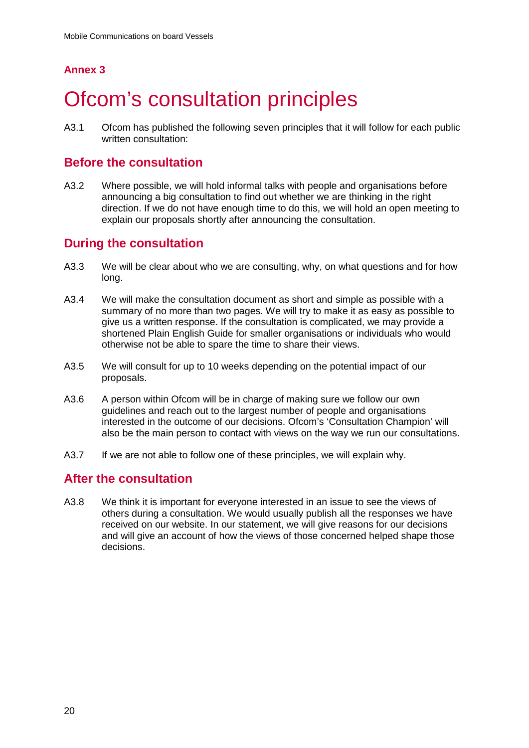## Annex 3

# Ofcom's consultation principles

A3.1 Ofcom has published the following seven principles that it will follow for each public written consultation:

### Before the consultation

A3.2 Where possible, we will hold informal talks with people and organisations before announcing a big consultation to find out whether we are thinking in the right direction. If we do not have enough time to do this, we will hold an open meeting to explain our proposals shortly after announcing the consultation.

### During the consultation

A3.3 We will be clear about who we are consulting, why, on what questions and for how long.

A3.4 We will make the consultation document as short and simple as possible with a summary of no more than two pages. We will try to make it as easy as possible to give us a written response. If the consultation is complicated, we may provide a shortened Plain English Guide for smaller organisations or individuals who would otherwise not be able to spare the time to share their views.

A3.5 We will consult for up to 10 weeks depending on the potential impact of our proposals.

A3.6 A person within Ofcom will be in charge of making sure we follow our own guidelines and reach out to the largest number of people and organisations interested in the outcome of our decisions. Ofcom's 'Consultation Champion' will also be the main person to contact with views on the way we run our consultations.

A3.7 If we are not able to follow one of these principles, we will explain why.

### After the consultation

A3.8 We think it is important for everyone interested in an issue to see the views of others during a consultation. We would usually publish all the responses we have received on our website. In our statement, we will give reasons for our decisions and will give an account of how the views of those concerned helped shape those decisions.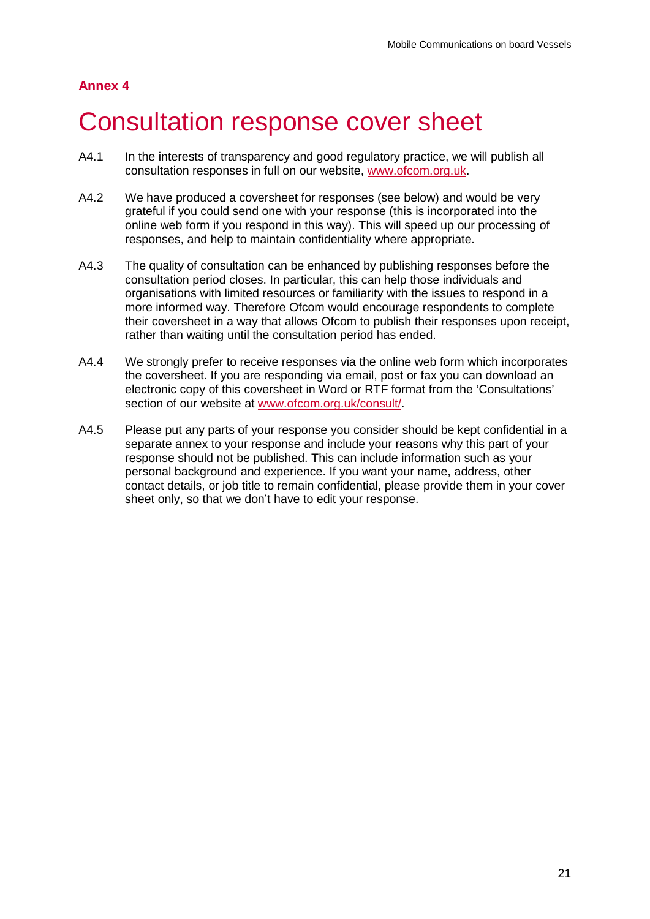**Annex 4**

# Consultation response cover sheet

A4.1 In the interests of transparency and good regulatory practice, we will publish all consultation responses in full on our website, www.ofcom.org.uk.

A4.2 We have produced a coversheet for responses (see below) and would be very grateful if you could send one with your response (this is incorporated into the online web form if you respond in this way). This will speed up our processing of responses, and help to maintain confidentiality where appropriate.

A4.3 The quality of consultation can be enhanced by publishing responses before the consultation period closes. In particular, this can help those individuals and organisations with limited resources or familiarity with the issues to respond in a more informed way. Therefore Ofcom would encourage respondents to complete their coversheet in a way that allows Ofcom to publish their responses upon receipt, rather than waiting until the consultation period has ended.

A4.4 We strongly prefer to receive responses via the online web form which incorporates the coversheet. If you are responding via email, post or fax you can download an electronic copy of this coversheet in Word or RTF format from the 'Consultations' section of our website at www.ofcom.org.uk/consult/.

A4.5 Please put any parts of your response you consider should be kept confidential in a separate annex to your response and include your reasons why this part of your response should not be published. This can include information such as your personal background and experience. If you want your name, address, other contact details, or job title to remain confidential, please provide them in your cover sheet only, so that we don't have to edit your response.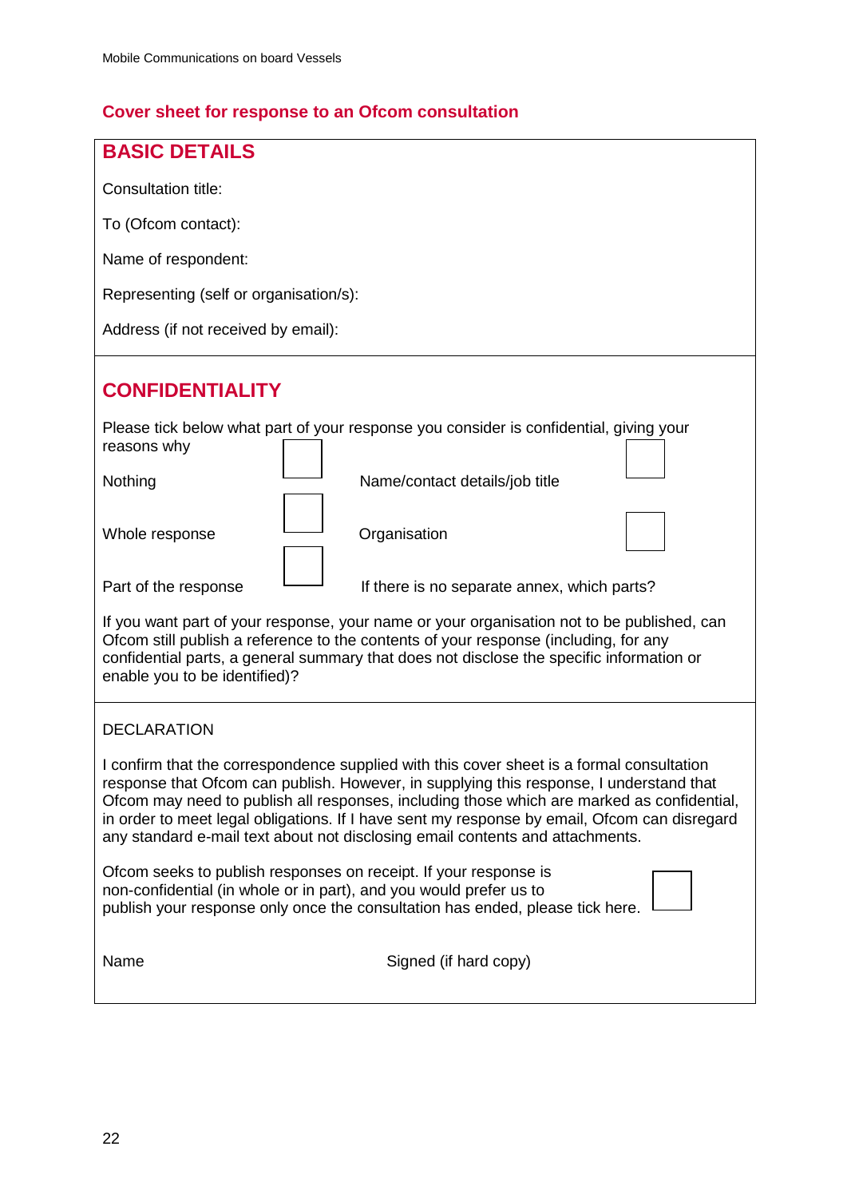## Cover sheet for response to an Ofcom consultation

### BASIC DETAILS

Consultation title:

To (Ofcom contact):

Name of respondent:

Representing (self or organisation/s):

Address (if not received by email):

### CONFIDENTIALITY

Please tick below what part of your response you consider is confidential, giving your reasons why

| | | | |
|---|---|---|---|
| Nothing | ☐ | Name/contact details/job title | ☐ |
| Whole response | ☐ | Organisation | ☐ |
| Part of the response | ☐ | If there is no separate annex, which parts? | |

If you want part of your response, your name or your organisation not to be published, can Ofcom still publish a reference to the contents of your response (including, for any confidential parts, a general summary that does not disclose the specific information or enable you to be identified)?

DECLARATION

I confirm that the correspondence supplied with this cover sheet is a formal consultation response that Ofcom can publish. However, in supplying this response, I understand that Ofcom may need to publish all responses, including those which are marked as confidential, in order to meet legal obligations. If I have sent my response by email, Ofcom can disregard any standard e-mail text about not disclosing email contents and attachments.

Ofcom seeks to publish responses on receipt. If your response is non-confidential (in whole or in part), and you would prefer us to publish your response only once the consultation has ended, please tick here. ☐

Name                                        Signed (if hard copy)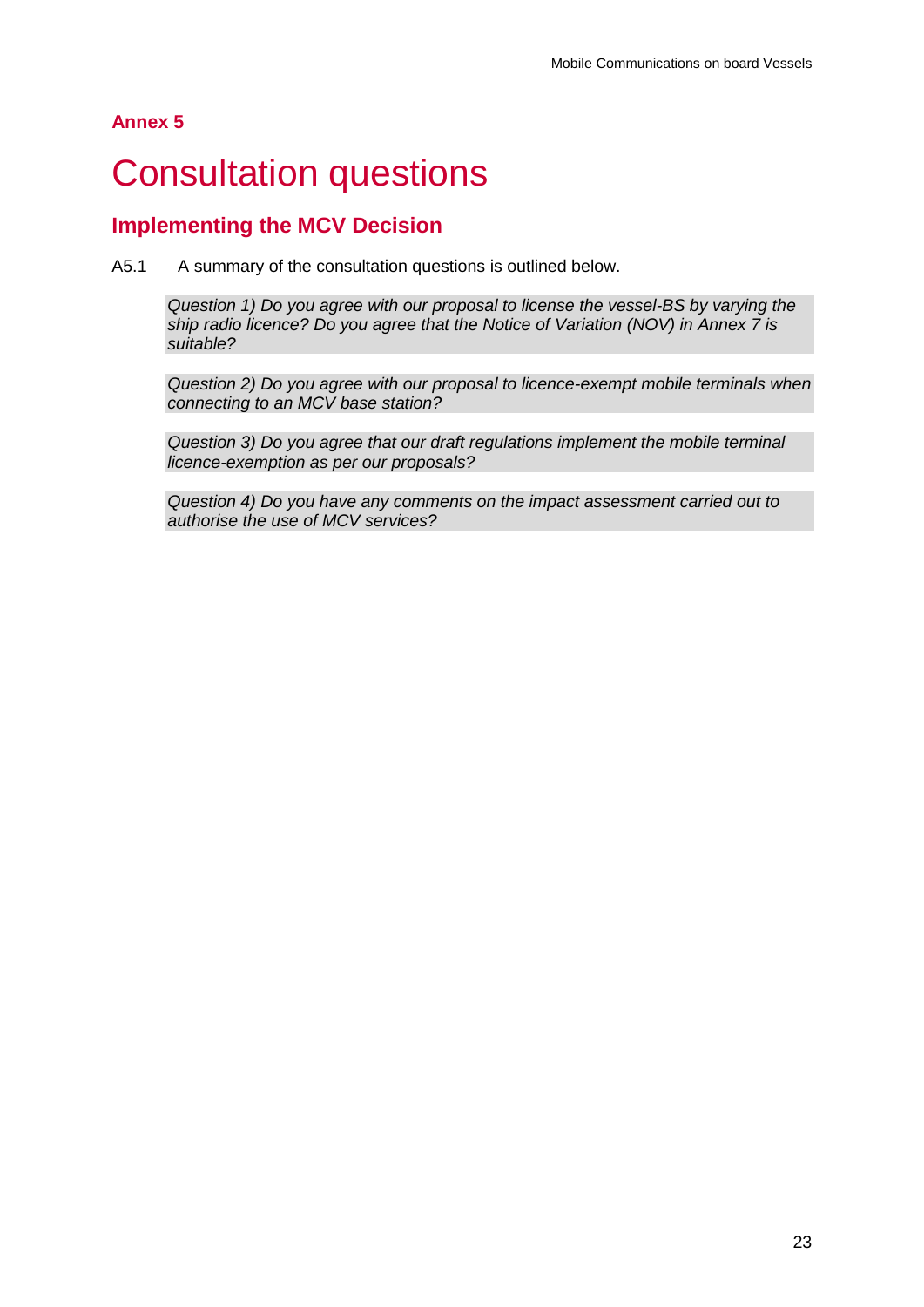**Annex 5**

# Consultation questions

## Implementing the MCV Decision

A5.1 A summary of the consultation questions is outlined below.

*Question 1) Do you agree with our proposal to license the vessel-BS by varying the ship radio licence? Do you agree that the Notice of Variation (NOV) in Annex 7 is suitable?*

*Question 2) Do you agree with our proposal to licence-exempt mobile terminals when connecting to an MCV base station?*

*Question 3) Do you agree that our draft regulations implement the mobile terminal licence-exemption as per our proposals?*

*Question 4) Do you have any comments on the impact assessment carried out to authorise the use of MCV services?*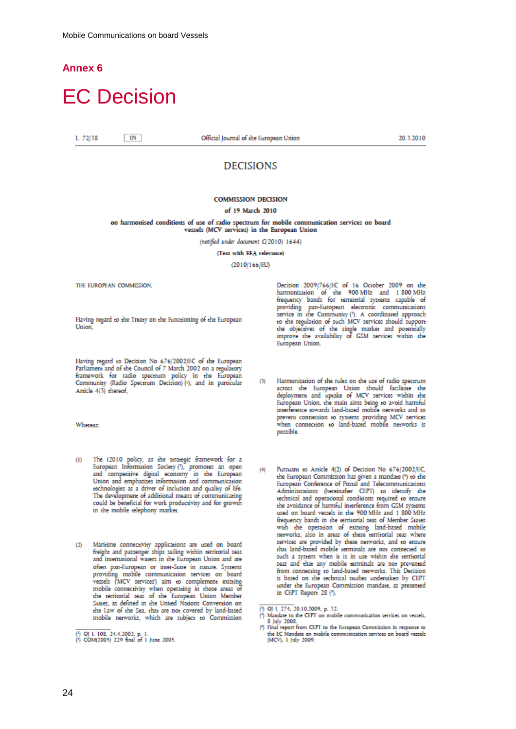# Annex 6

# EC Decision

L 72/38 EN Official Journal of the European Union 20.3.2010

## DECISIONS

### COMMISSION DECISION

### of 19 March 2010

### on harmonised conditions of use of radio spectrum for mobile communication services on board vessels (MCV services) in the European Union

*(notified under document C(2010) 1644)*

**(Text with EEA relevance)**

(2010/166/EU)

THE EUROPEAN COMMISSION,

Having regard to the Treaty on the Functioning of the European Union,

Having regard to Decision No 676/2002/EC of the European Parliament and of the Council of 7 March 2002 on a regulatory framework for radio spectrum policy in the European Community (Radio Spectrum Decision) [1], and in particular Article 4(3) thereof,

Whereas:

(1) The i2010 policy, as the strategic framework for a European Information Society [2], promotes an open and competitive digital economy in the European Union and emphasises information and communication technologies as a driver of inclusion and quality of life. The development of additional means of communicating could be beneficial for work productivity and for growth in the mobile telephony market.

(2) Maritime connectivity applications are used on board freight and passenger ships sailing within territorial seas and international waters in the European Union and are often pan-European or inter-State in nature. Systems providing mobile communication services on board vessels ('MCV services') aim to complement existing mobile connectivity when operating in those areas of the territorial seas of the European Union Member States, as defined in the United Nations Convention on the Law of the Sea, that are not covered by land-based mobile networks, which are subject to Commission Decision 2009/766/EC of 16 October 2009 on the harmonisation of the 900 MHz and 1 800 MHz frequency bands for terrestrial systems capable of providing pan-European electronic communications service in the Community [3]. A coordinated approach to the regulation of such MCV services should support the objectives of the single market and potentially improve the availability of GSM services within the European Union.

(3) Harmonisation of the rules on the use of radio spectrum across the European Union should facilitate the deployment and uptake of MCV services within the European Union, the main aims being to avoid harmful interference towards land-based mobile networks and to prevent connection to systems providing MCV services when connection to land-based mobile networks is possible.

(4) Pursuant to Article 4(2) of Decision No 676/2002/EC, the European Commission has given a mandate [4] to the European Conference of Postal and Telecommunications Administrations (hereinafter CEPT) to identify the technical and operational conditions required to ensure the avoidance of harmful interference from GSM systems used on board vessels in the 900 MHz and 1 800 MHz frequency bands in the territorial seas of Member States with the operation of existing land-based mobile networks, also in areas of these territorial seas where services are provided by these networks, and to ensure that land-based mobile terminals are not connected to such a system when it is in use within the territorial seas and that any mobile terminals are not prevented from connecting to land-based networks. This Decision is based on the technical studies undertaken by CEPT under the European Commission mandate, as presented in CEPT Report 28 [5].

[1] OJ L 108, 24.4.2002, p. 1.
[2] COM(2005) 229 final of 1 June 2005.
[3] OJ L 274, 20.10.2009, p. 32.
[4] Mandate to the CEPT on mobile communication services on vessels, 8 July 2008.
[5] Final report from CEPT to the European Commission in response to the EC Mandate on mobile communication services on board vessels (MCV), 1 July 2009.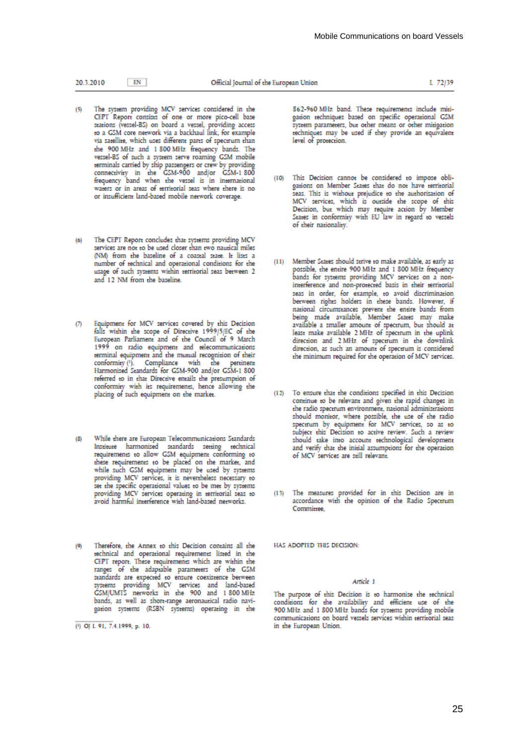(5) The system providing MCV services considered in the CEPT Report consists of one or more pico-cell base stations (vessel-BS) on board a vessel, providing access to a GSM core network via a backhaul link, for example via satellite, which uses different parts of spectrum than the 900 MHz and 1 800 MHz frequency bands. The vessel-BS of such a system serve roaming GSM mobile terminals carried by ship passengers or crew by providing connectivity in the GSM-900 and/or GSM-1 800 frequency band when the vessel is in international waters or in areas of territorial seas where there is no or insufficient land-based mobile network coverage.

(6) The CEPT Report concludes that systems providing MCV services are not to be used closer than two nautical miles (NM) from the baseline of a coastal state. It lists a number of technical and operational conditions for the usage of such systems within territorial seas between 2 and 12 NM from the baseline.

(7) Equipment for MCV services covered by this Decision falls within the scope of Directive 1999/5/EC of the European Parliament and of the Council of 9 March 1999 on radio equipment and telecommunications terminal equipment and the mutual recognition of their conformity [1]. Compliance with the pertinent Harmonised Standards for GSM-900 and/or GSM-1 800 referred to in that Directive entails the presumption of conformity with its requirements, hence allowing the placing of such equipment on the market.

(8) While there are European Telecommunications Standards Institute harmonised standards setting technical requirements to allow GSM equipment conforming to these requirements to be placed on the market, and while such GSM equipment may be used by systems providing MCV services, it is nevertheless necessary to set the specific operational values to be met by systems providing MCV services operating in territorial seas to avoid harmful interference with land-based networks.

(9) Therefore, the Annex to this Decision contains all the technical and operational requirements listed in the CEPT report. These requirements which are within the ranges of the adaptable parameters of the GSM standards are expected to ensure coexistence between systems providing MCV services and land-based GSM/UMTS networks in the 900 and 1 800 MHz bands, as well as short-range aeronautical radio navigation systems (RSBN systems) operating in the 862-960 MHz band. These requirements include mitigation techniques based on specific operational GSM system parameters, but other means or other mitigation techniques may be used if they provide an equivalent level of protection.

(10) This Decision cannot be considered to impose obligations on Member States that do not have territorial seas. This is without prejudice to the authorisation of MCV services, which is outside the scope of this Decision, but which may require action by Member States in conformity with EU law in regard to vessels of their nationality.

(11) Member States should strive to make available, as early as possible, the entire 900 MHz and 1 800 MHz frequency bands for systems providing MCV services on a non-interference and non-protected basis in their territorial seas in order, for example, to avoid discrimination between rights holders in these bands. However, if national circumstances prevent the entire bands from being made available, Member States may make available a smaller amount of spectrum, but should at least make available 2 MHz of spectrum in the uplink direction and 2 MHz of spectrum in the downlink direction, as such an amount of spectrum is considered the minimum required for the operation of MCV services.

(12) To ensure that the conditions specified in this Decision continue to be relevant and given the rapid changes in the radio spectrum environment, national administrations should monitor, where possible, the use of the radio spectrum by equipment for MCV services, so as to subject this Decision to active review. Such a review should take into account technological development and verify that the initial assumptions for the operation of MCV services are still relevant.

(13) The measures provided for in this Decision are in accordance with the opinion of the Radio Spectrum Committee,

HAS ADOPTED THIS DECISION:

*Article 1*

The purpose of this Decision is to harmonise the technical conditions for the availability and efficient use of the 900 MHz and 1 800 MHz bands for systems providing mobile communications on board vessels services within territorial seas in the European Union.

[1] OJ L 91, 7.4.1999, p. 10.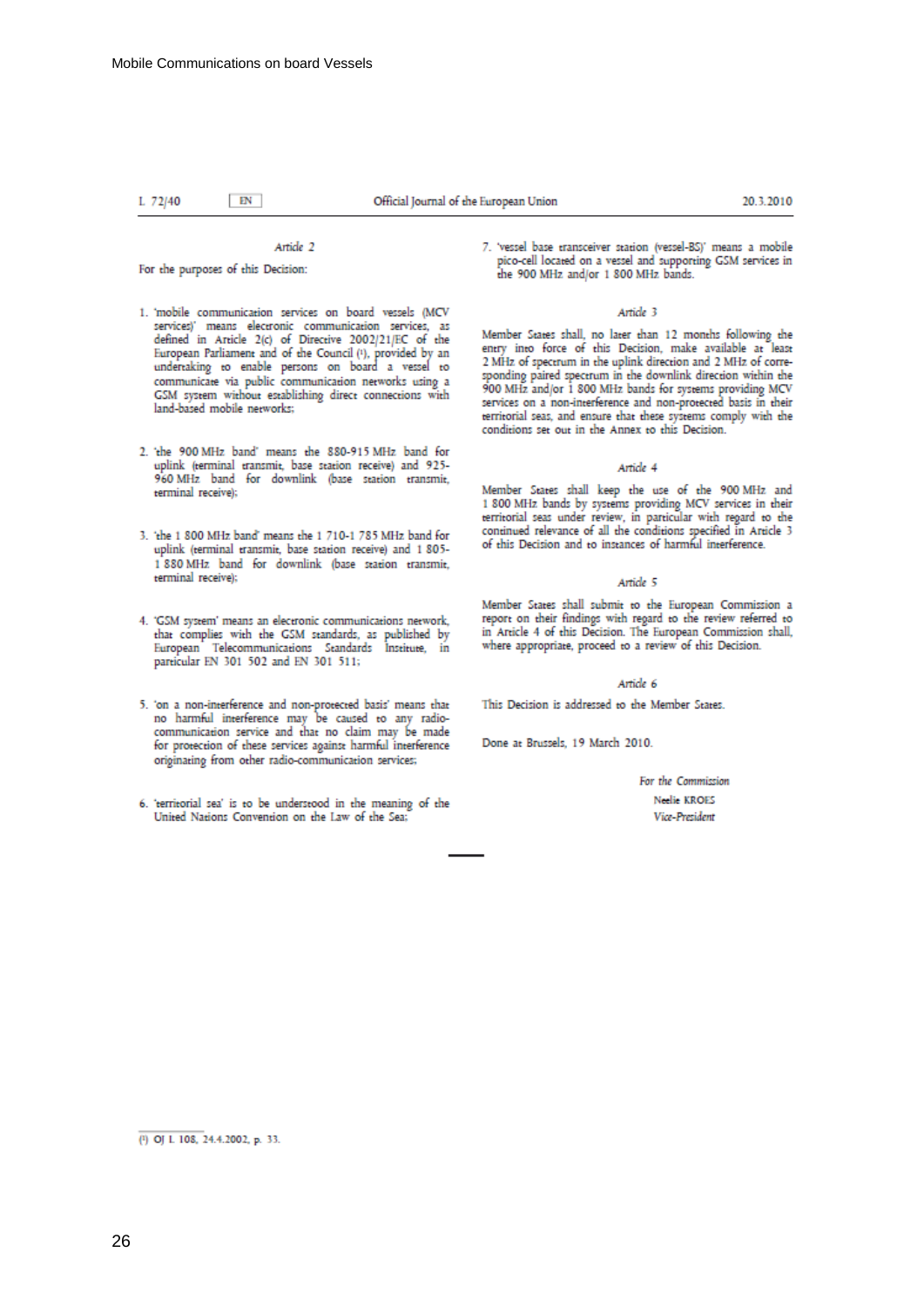*Article 2*

For the purposes of this Decision:

1. 'mobile communication services on board vessels (MCV services)' means electronic communication services, as defined in Article 2(c) of Directive 2002/21/EC of the European Parliament and of the Council [1], provided by an undertaking to enable persons on board a vessel to communicate via public communication networks using a GSM system without establishing direct connections with land-based mobile networks;

2. 'the 900 MHz band' means the 880-915 MHz band for uplink (terminal transmit, base station receive) and 925-960 MHz band for downlink (base station transmit, terminal receive);

3. 'the 1 800 MHz band' means the 1 710-1 785 MHz band for uplink (terminal transmit, base station receive) and 1 805-1 880 MHz band for downlink (base station transmit, terminal receive);

4. 'GSM system' means an electronic communications network, that complies with the GSM standards, as published by European Telecommunications Standards Institute, in particular EN 301 502 and EN 301 511;

5. 'on a non-interference and non-protected basis' means that no harmful interference may be caused to any radio-communication service and that no claim may be made for protection of these services against harmful interference originating from other radio-communication services;

6. 'territorial sea' is to be understood in the meaning of the United Nations Convention on the Law of the Sea;

7. 'vessel base transceiver station (vessel-BS)' means a mobile pico-cell located on a vessel and supporting GSM services in the 900 MHz and/or 1 800 MHz bands.

*Article 3*

Member States shall, no later than 12 months following the entry into force of this Decision, make available at least 2 MHz of spectrum in the uplink direction and 2 MHz of corresponding paired spectrum in the downlink direction within the 900 MHz and/or 1 800 MHz bands for systems providing MCV services on a non-interference and non-protected basis in their territorial seas, and ensure that these systems comply with the conditions set out in the Annex to this Decision.

*Article 4*

Member States shall keep the use of the 900 MHz and 1 800 MHz bands by systems providing MCV services in their territorial seas under review, in particular with regard to the continued relevance of all the conditions specified in Article 3 of this Decision and to instances of harmful interference.

*Article 5*

Member States shall submit to the European Commission a report on their findings with regard to the review referred to in Article 4 of this Decision. The European Commission shall, where appropriate, proceed to a review of this Decision.

*Article 6*

This Decision is addressed to the Member States.

Done at Brussels, 19 March 2010.

*For the Commission*

Neelie KROES

*Vice-President*

[1] OJ L 108, 24.4.2002, p. 33.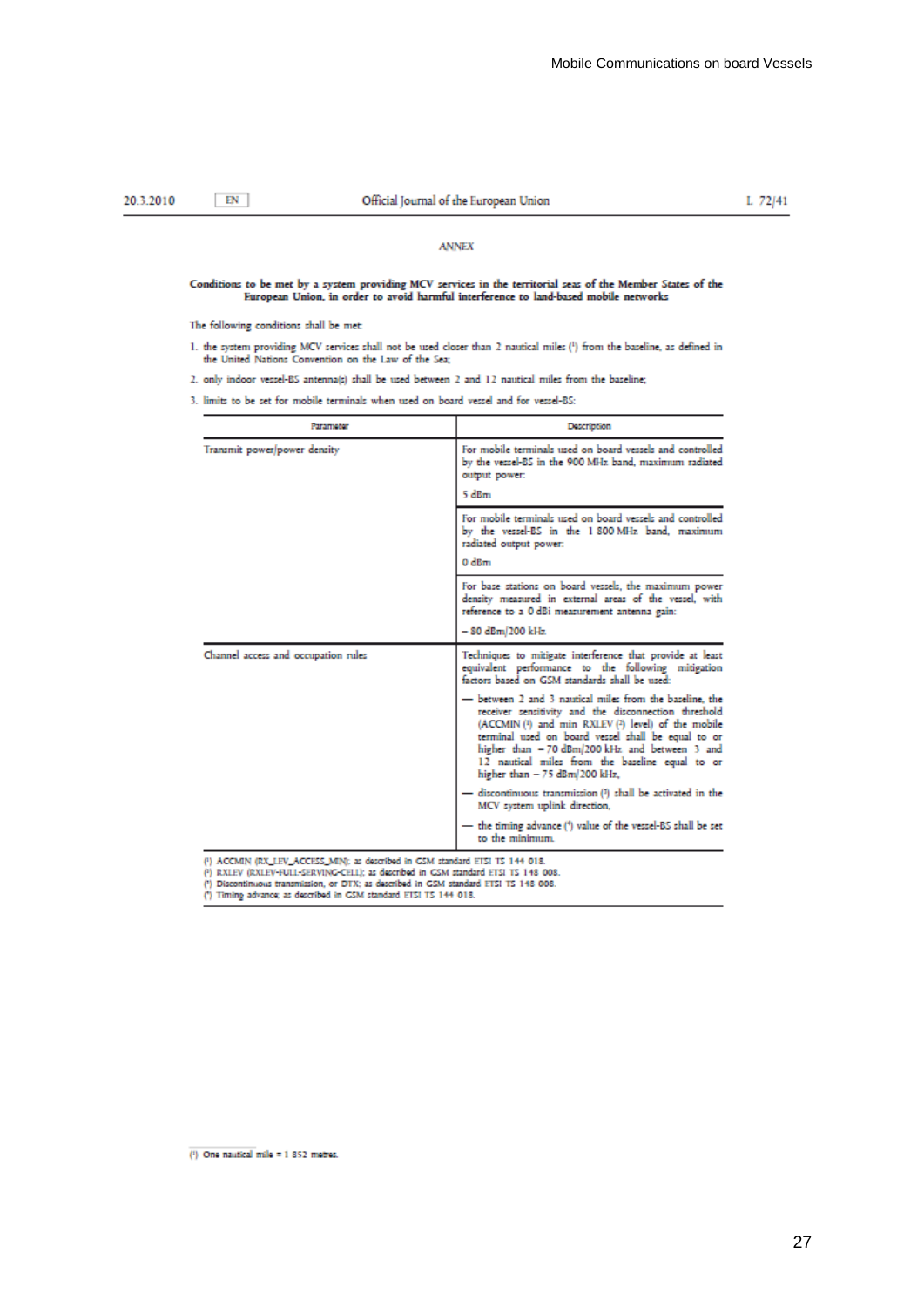20.3.2010 | EN | Official Journal of the European Union | L 72/41

## ANNEX

**Conditions to be met by a system providing MCV services in the territorial seas of the Member States of the European Union, in order to avoid harmful interference to land-based mobile networks**

The following conditions shall be met:

1. the system providing MCV services shall not be used closer than 2 nautical miles ([1]) from the baseline, as defined in the United Nations Convention on the Law of the Sea;
2. only indoor vessel-BS antenna(s) shall be used between 2 and 12 nautical miles from the baseline;
3. limits to be set for mobile terminals when used on board vessel and for vessel-BS:

| Parameter | Description |
|---|---|
| Transmit power/power density | For mobile terminals used on board vessels and controlled by the vessel-BS in the 900 MHz band, maximum radiated output power: 5 dBm |
| | For mobile terminals used on board vessels and controlled by the vessel-BS in the 1 800 MHz band, maximum radiated output power: 0 dBm |
| | For base stations on board vessels, the maximum power density measured in external areas of the vessel, with reference to a 0 dBi measurement antenna gain: − 80 dBm/200 kHz |
| Channel access and occupation rules | Techniques to mitigate interference that provide at least equivalent performance to the following mitigation factors based on GSM standards shall be used: |
| | — between 2 and 3 nautical miles from the baseline, the receiver sensitivity and the disconnection threshold (ACCMIN ([1]) and min RXLEV ([2]) level) of the mobile terminal used on board vessel shall be equal to or higher than − 70 dBm/200 kHz and between 3 and 12 nautical miles from the baseline equal to or higher than − 75 dBm/200 kHz, |
| | — discontinuous transmission ([3]) shall be activated in the MCV system uplink direction, |
| | — the timing advance ([4]) value of the vessel-BS shall be set to the minimum. |

([1]) ACCMIN (RX_LEV_ACCESS_MIN): as described in GSM standard ETSI TS 144 018.
([2]) RXLEV (RXLEV-FULL-SERVING-CELL): as described in GSM standard ETSI TS 148 008.
([3]) Discontinuous transmission, or DTX: as described in GSM standard ETSI TS 148 008.
([4]) Timing advance: as described in GSM standard ETSI TS 144 018.

([1]) One nautical mile = 1 852 metres.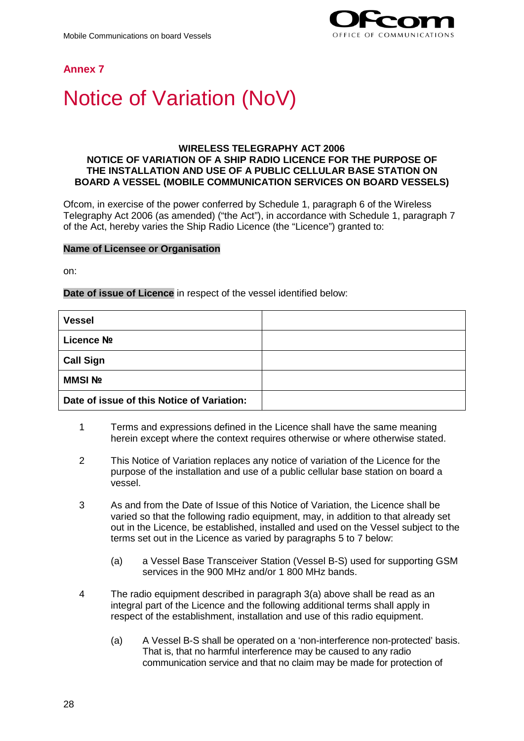## Annex 7

# Notice of Variation (NoV)

**WIRELESS TELEGRAPHY ACT 2006**
**NOTICE OF VARIATION OF A SHIP RADIO LICENCE FOR THE PURPOSE OF THE INSTALLATION AND USE OF A PUBLIC CELLULAR BASE STATION ON BOARD A VESSEL (MOBILE COMMUNICATION SERVICES ON BOARD VESSELS)**

Ofcom, in exercise of the power conferred by Schedule 1, paragraph 6 of the Wireless Telegraphy Act 2006 (as amended) ("the Act"), in accordance with Schedule 1, paragraph 7 of the Act, hereby varies the Ship Radio Licence (the "Licence") granted to:

**Name of Licensee or Organisation**

on:

**Date of issue of Licence** in respect of the vessel identified below:

| | |
|---|---|
| **Vessel** | |
| **Licence №** | |
| **Call Sign** | |
| **MMSI №** | |
| **Date of issue of this Notice of Variation:** | |

1 Terms and expressions defined in the Licence shall have the same meaning herein except where the context requires otherwise or where otherwise stated.

2 This Notice of Variation replaces any notice of variation of the Licence for the purpose of the installation and use of a public cellular base station on board a vessel.

3 As and from the Date of Issue of this Notice of Variation, the Licence shall be varied so that the following radio equipment, may, in addition to that already set out in the Licence, be established, installed and used on the Vessel subject to the terms set out in the Licence as varied by paragraphs 5 to 7 below:

(a) a Vessel Base Transceiver Station (Vessel B-S) used for supporting GSM services in the 900 MHz and/or 1 800 MHz bands.

4 The radio equipment described in paragraph 3(a) above shall be read as an integral part of the Licence and the following additional terms shall apply in respect of the establishment, installation and use of this radio equipment.

(a) A Vessel B-S shall be operated on a 'non-interference non-protected' basis. That is, that no harmful interference may be caused to any radio communication service and that no claim may be made for protection of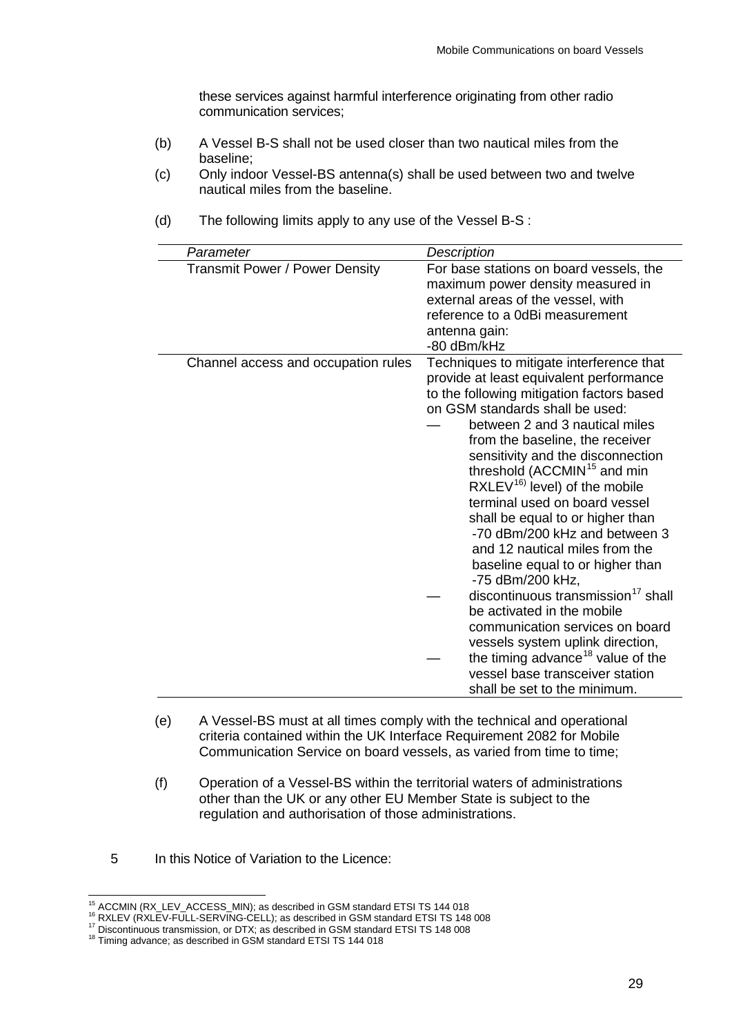these services against harmful interference originating from other radio communication services;

(b) A Vessel B-S shall not be used closer than two nautical miles from the baseline;

(c) Only indoor Vessel-BS antenna(s) shall be used between two and twelve nautical miles from the baseline.

(d) The following limits apply to any use of the Vessel B-S :

| *Parameter* | *Description* |
|---|---|
| Transmit Power / Power Density | For base stations on board vessels, the maximum power density measured in external areas of the vessel, with reference to a 0dBi measurement antenna gain:<br>-80 dBm/kHz |
| Channel access and occupation rules | Techniques to mitigate interference that provide at least equivalent performance to the following mitigation factors based on GSM standards shall be used:<br>— between 2 and 3 nautical miles from the baseline, the receiver sensitivity and the disconnection threshold (ACCMIN[15] and min RXLEV[16]) level) of the mobile terminal used on board vessel shall be equal to or higher than -70 dBm/200 kHz and between 3 and 12 nautical miles from the baseline equal to or higher than -75 dBm/200 kHz,<br>— discontinuous transmission[17] shall be activated in the mobile communication services on board vessels system uplink direction,<br>— the timing advance[18] value of the vessel base transceiver station shall be set to the minimum. |

(e) A Vessel-BS must at all times comply with the technical and operational criteria contained within the UK Interface Requirement 2082 for Mobile Communication Service on board vessels, as varied from time to time;

(f) Operation of a Vessel-BS within the territorial waters of administrations other than the UK or any other EU Member State is subject to the regulation and authorisation of those administrations.

5 In this Notice of Variation to the Licence:

---

[15] ACCMIN (RX_LEV_ACCESS_MIN); as described in GSM standard ETSI TS 144 018

[16] RXLEV (RXLEV-FULL-SERVING-CELL); as described in GSM standard ETSI TS 148 008

[17] Discontinuous transmission, or DTX; as described in GSM standard ETSI TS 148 008

[18] Timing advance; as described in GSM standard ETSI TS 144 018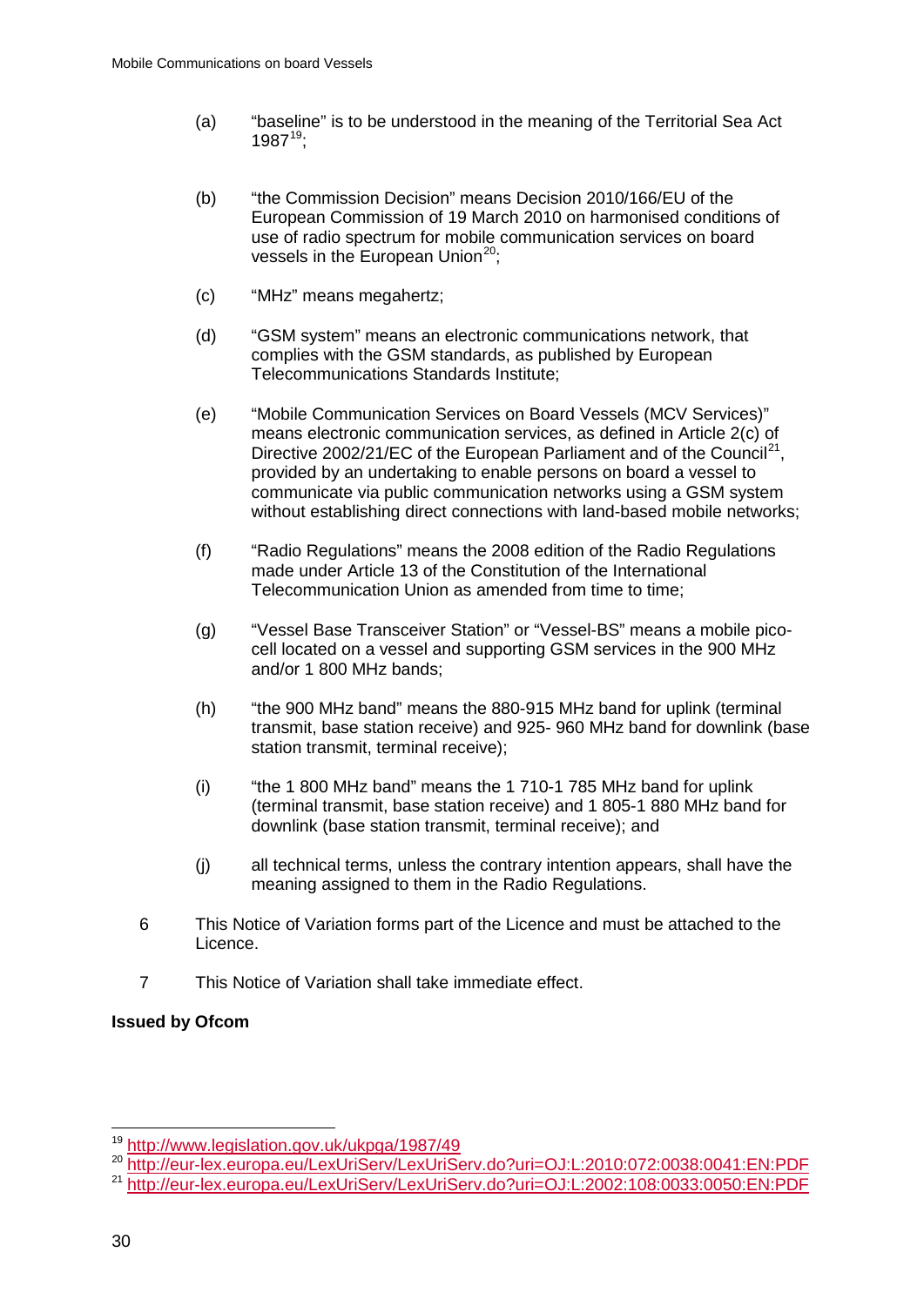(a) "baseline" is to be understood in the meaning of the Territorial Sea Act 1987[19];

(b) "the Commission Decision" means Decision 2010/166/EU of the European Commission of 19 March 2010 on harmonised conditions of use of radio spectrum for mobile communication services on board vessels in the European Union[20];

(c) "MHz" means megahertz;

(d) "GSM system" means an electronic communications network, that complies with the GSM standards, as published by European Telecommunications Standards Institute;

(e) "Mobile Communication Services on Board Vessels (MCV Services)" means electronic communication services, as defined in Article 2(c) of Directive 2002/21/EC of the European Parliament and of the Council[21], provided by an undertaking to enable persons on board a vessel to communicate via public communication networks using a GSM system without establishing direct connections with land-based mobile networks;

(f) "Radio Regulations" means the 2008 edition of the Radio Regulations made under Article 13 of the Constitution of the International Telecommunication Union as amended from time to time;

(g) "Vessel Base Transceiver Station" or "Vessel-BS" means a mobile pico-cell located on a vessel and supporting GSM services in the 900 MHz and/or 1 800 MHz bands;

(h) "the 900 MHz band" means the 880-915 MHz band for uplink (terminal transmit, base station receive) and 925- 960 MHz band for downlink (base station transmit, terminal receive);

(i) "the 1 800 MHz band" means the 1 710-1 785 MHz band for uplink (terminal transmit, base station receive) and 1 805-1 880 MHz band for downlink (base station transmit, terminal receive); and

(j) all technical terms, unless the contrary intention appears, shall have the meaning assigned to them in the Radio Regulations.

6 This Notice of Variation forms part of the Licence and must be attached to the Licence.

7 This Notice of Variation shall take immediate effect.

**Issued by Ofcom**

---

[19] http://www.legislation.gov.uk/ukpga/1987/49

[20] http://eur-lex.europa.eu/LexUriServ/LexUriServ.do?uri=OJ:L:2010:072:0038:0041:EN:PDF

[21] http://eur-lex.europa.eu/LexUriServ/LexUriServ.do?uri=OJ:L:2002:108:0033:0050:EN:PDF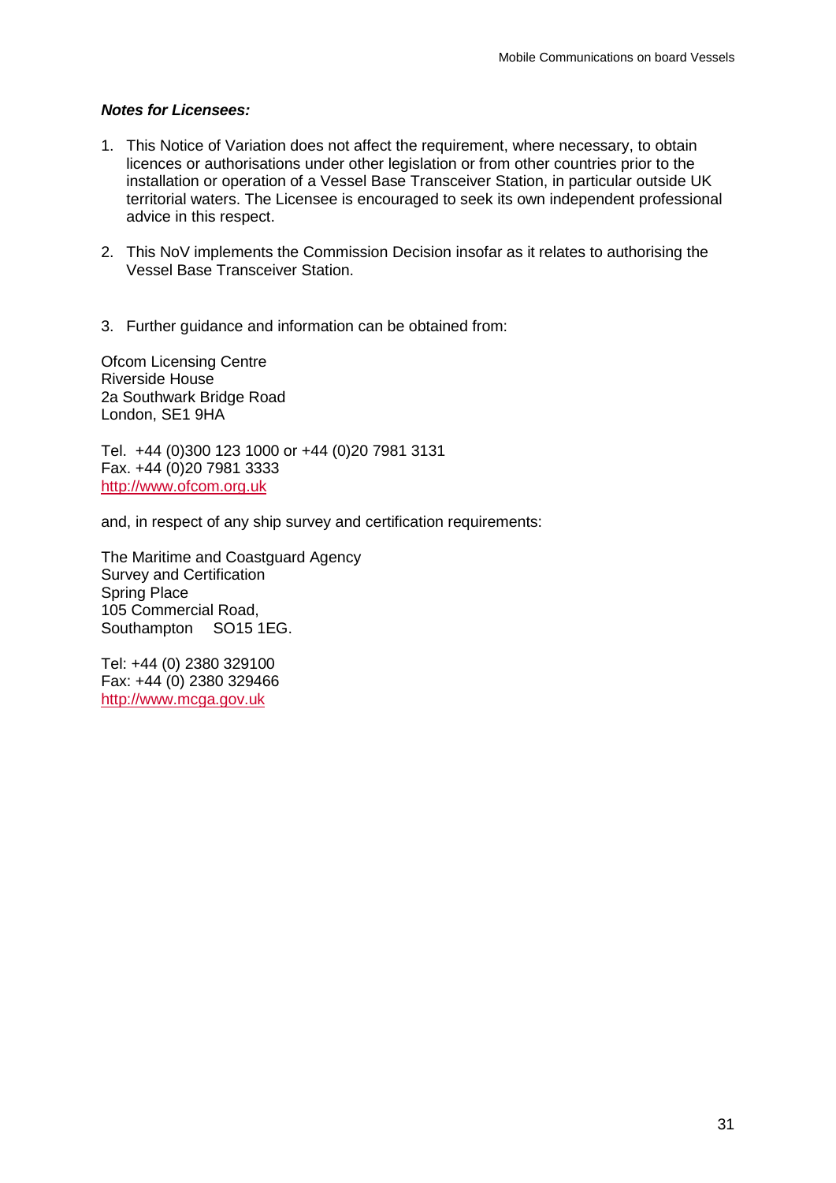***Notes for Licensees:***

1. This Notice of Variation does not affect the requirement, where necessary, to obtain licences or authorisations under other legislation or from other countries prior to the installation or operation of a Vessel Base Transceiver Station, in particular outside UK territorial waters. The Licensee is encouraged to seek its own independent professional advice in this respect.

2. This NoV implements the Commission Decision insofar as it relates to authorising the Vessel Base Transceiver Station.

3. Further guidance and information can be obtained from:

Ofcom Licensing Centre
Riverside House
2a Southwark Bridge Road
London, SE1 9HA

Tel. +44 (0)300 123 1000 or +44 (0)20 7981 3131
Fax. +44 (0)20 7981 3333
http://www.ofcom.org.uk

and, in respect of any ship survey and certification requirements:

The Maritime and Coastguard Agency
Survey and Certification
Spring Place
105 Commercial Road,
Southampton SO15 1EG.

Tel: +44 (0) 2380 329100
Fax: +44 (0) 2380 329466
http://www.mcga.gov.uk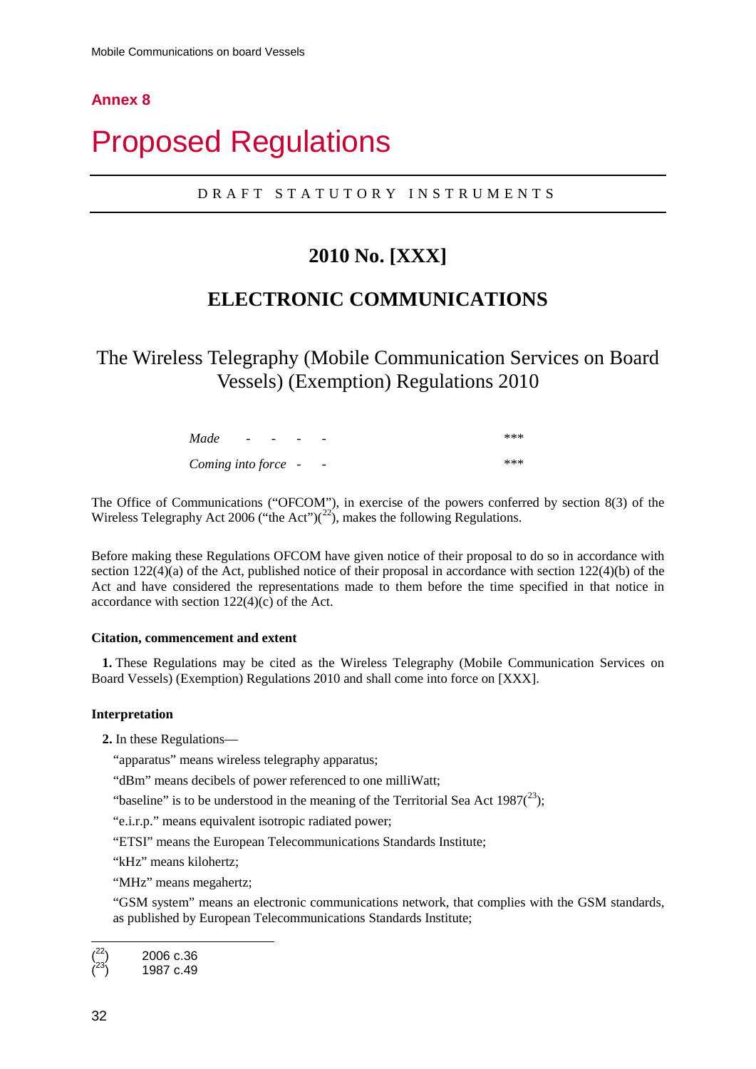## Annex 8

# Proposed Regulations

DRAFT STATUTORY INSTRUMENTS

## 2010 No. [XXX]

## ELECTRONIC COMMUNICATIONS

### The Wireless Telegraphy (Mobile Communication Services on Board Vessels) (Exemption) Regulations 2010

*Made* - - - - ***

*Coming into force* - - ***

The Office of Communications ("OFCOM"), in exercise of the powers conferred by section 8(3) of the Wireless Telegraphy Act 2006 ("the Act")([22]), makes the following Regulations.

Before making these Regulations OFCOM have given notice of their proposal to do so in accordance with section 122(4)(a) of the Act, published notice of their proposal in accordance with section 122(4)(b) of the Act and have considered the representations made to them before the time specified in that notice in accordance with section 122(4)(c) of the Act.

#### Citation, commencement and extent

**1.** These Regulations may be cited as the Wireless Telegraphy (Mobile Communication Services on Board Vessels) (Exemption) Regulations 2010 and shall come into force on [XXX].

#### Interpretation

**2.** In these Regulations—

"apparatus" means wireless telegraphy apparatus;

"dBm" means decibels of power referenced to one milliWatt;

"baseline" is to be understood in the meaning of the Territorial Sea Act 1987([23]);

"e.i.r.p." means equivalent isotropic radiated power;

"ETSI" means the European Telecommunications Standards Institute;

"kHz" means kilohertz;

"MHz" means megahertz;

"GSM system" means an electronic communications network, that complies with the GSM standards, as published by European Telecommunications Standards Institute;

---

([22]) 2006 c.36

([23]) 1987 c.49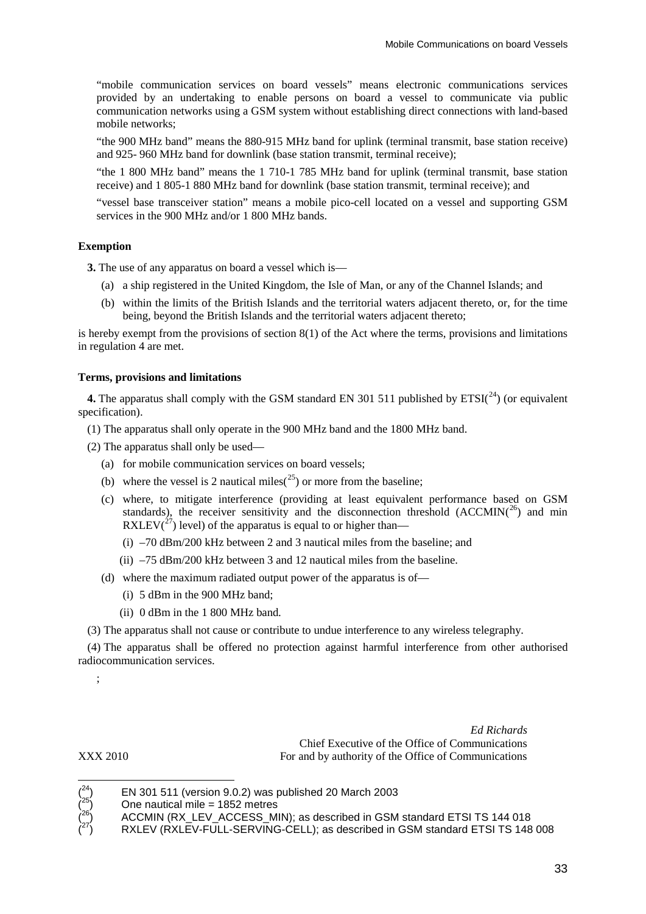"mobile communication services on board vessels" means electronic communications services provided by an undertaking to enable persons on board a vessel to communicate via public communication networks using a GSM system without establishing direct connections with land-based mobile networks;

"the 900 MHz band" means the 880-915 MHz band for uplink (terminal transmit, base station receive) and 925- 960 MHz band for downlink (base station transmit, terminal receive);

"the 1 800 MHz band" means the 1 710-1 785 MHz band for uplink (terminal transmit, base station receive) and 1 805-1 880 MHz band for downlink (base station transmit, terminal receive); and

"vessel base transceiver station" means a mobile pico-cell located on a vessel and supporting GSM services in the 900 MHz and/or 1 800 MHz bands.

**Exemption**

**3.** The use of any apparatus on board a vessel which is—

(a) a ship registered in the United Kingdom, the Isle of Man, or any of the Channel Islands; and

(b) within the limits of the British Islands and the territorial waters adjacent thereto, or, for the time being, beyond the British Islands and the territorial waters adjacent thereto;

is hereby exempt from the provisions of section 8(1) of the Act where the terms, provisions and limitations in regulation 4 are met.

**Terms, provisions and limitations**

**4.** The apparatus shall comply with the GSM standard EN 301 511 published by ETSI([24]) (or equivalent specification).

(1) The apparatus shall only operate in the 900 MHz band and the 1800 MHz band.

(2) The apparatus shall only be used—

(a) for mobile communication services on board vessels;

(b) where the vessel is 2 nautical miles([25]) or more from the baseline;

(c) where, to mitigate interference (providing at least equivalent performance based on GSM standards), the receiver sensitivity and the disconnection threshold (ACCMIN([26]) and min RXLEV([27]) level) of the apparatus is equal to or higher than—

(i) –70 dBm/200 kHz between 2 and 3 nautical miles from the baseline; and

(ii) –75 dBm/200 kHz between 3 and 12 nautical miles from the baseline.

(d) where the maximum radiated output power of the apparatus is of—

(i) 5 dBm in the 900 MHz band;

(ii) 0 dBm in the 1 800 MHz band.

(3) The apparatus shall not cause or contribute to undue interference to any wireless telegraphy.

(4) The apparatus shall be offered no protection against harmful interference from other authorised radiocommunication services.

;

*Ed Richards*
Chief Executive of the Office of Communications
XXX 2010 For and by authority of the Office of Communications

---

([24]) EN 301 511 (version 9.0.2) was published 20 March 2003

([25]) One nautical mile = 1852 metres

([26]) ACCMIN (RX_LEV_ACCESS_MIN); as described in GSM standard ETSI TS 144 018

([27]) RXLEV (RXLEV-FULL-SERVING-CELL); as described in GSM standard ETSI TS 148 008